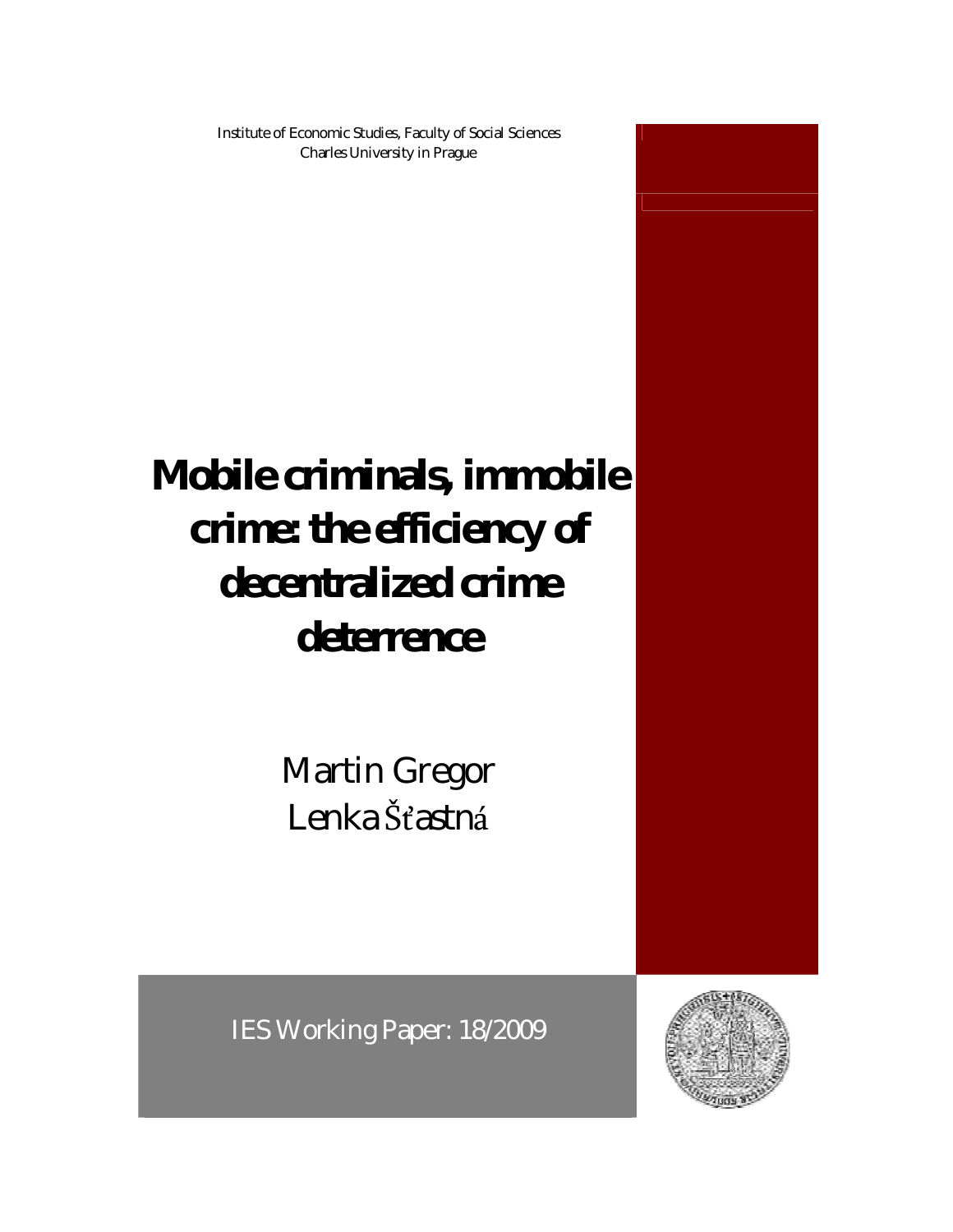Institute of Economic Studies, Faculty of Social Sciences
Charles University in Prague

# Mobile criminals, immobile crime: the efficiency of decentralized crime deterrence

Martin Gregor
Lenka Šťastná

IES Working Paper: 18/2009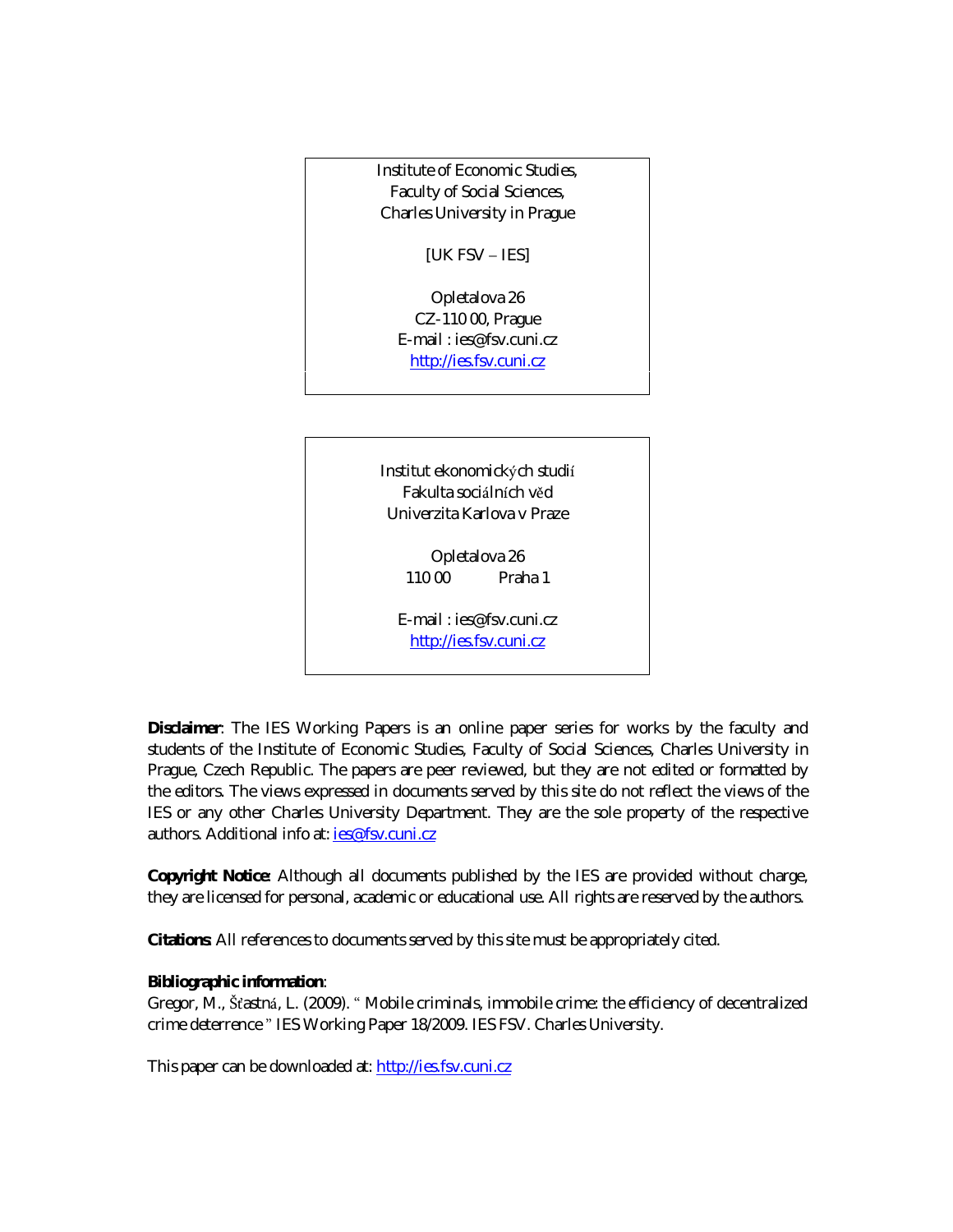Institute of Economic Studies,
Faculty of Social Sciences,
Charles University in Prague

[UK FSV – IES]

Opletalova 26
CZ-110 00, Prague
E-mail : ies@fsv.cuni.cz
http://ies.fsv.cuni.cz

Institut ekonomických studií
Fakulta sociálních věd
Univerzita Karlova v Praze

Opletalova 26
110 00 Praha 1

E-mail : ies@fsv.cuni.cz
http://ies.fsv.cuni.cz

**Disclaimer**: The IES Working Papers is an online paper series for works by the faculty and students of the Institute of Economic Studies, Faculty of Social Sciences, Charles University in Prague, Czech Republic. The papers are peer reviewed, but they are not edited or formatted by the editors. The views expressed in documents served by this site do not reflect the views of the IES or any other Charles University Department. They are the sole property of the respective authors. Additional info at: ies@fsv.cuni.cz

**Copyright Notice:** Although all documents published by the IES are provided without charge, they are licensed for personal, academic or educational use. All rights are reserved by the authors.

**Citations**: All references to documents served by this site must be appropriately cited.

**Bibliographic information**:
Gregor, M., Šťastná, L. (2009). " Mobile criminals, immobile crime: the efficiency of decentralized crime deterrence " IES Working Paper 18/2009. IES FSV. Charles University.

This paper can be downloaded at: http://ies.fsv.cuni.cz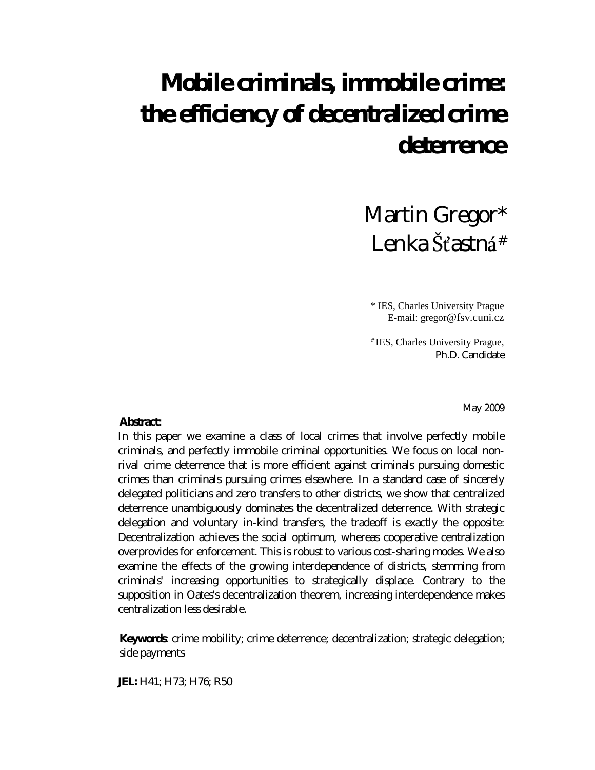# Mobile criminals, immobile crime: the efficiency of decentralized crime deterrence

Martin Gregor*
Lenka Šťastná#

\* IES, Charles University Prague
E-mail: gregor@fsv.cuni.cz

#IES, Charles University Prague,
Ph.D. Candidate

May 2009

**Abstract:**

In this paper we examine a class of local crimes that involve perfectly mobile criminals, and perfectly immobile criminal opportunities. We focus on local non-rival crime deterrence that is more efficient against criminals pursuing domestic crimes than criminals pursuing crimes elsewhere. In a standard case of sincerely delegated politicians and zero transfers to other districts, we show that centralized deterrence unambiguously dominates the decentralized deterrence. With strategic delegation and voluntary in-kind transfers, the tradeoff is exactly the opposite: Decentralization achieves the social optimum, whereas cooperative centralization overprovides for enforcement. This is robust to various cost-sharing modes. We also examine the effects of the growing interdependence of districts, stemming from criminals' increasing opportunities to strategically displace. Contrary to the supposition in Oates's decentralization theorem, increasing interdependence makes centralization less desirable.

**Keywords**: crime mobility; crime deterrence; decentralization; strategic delegation; side payments

**JEL:** H41; H73; H76; R50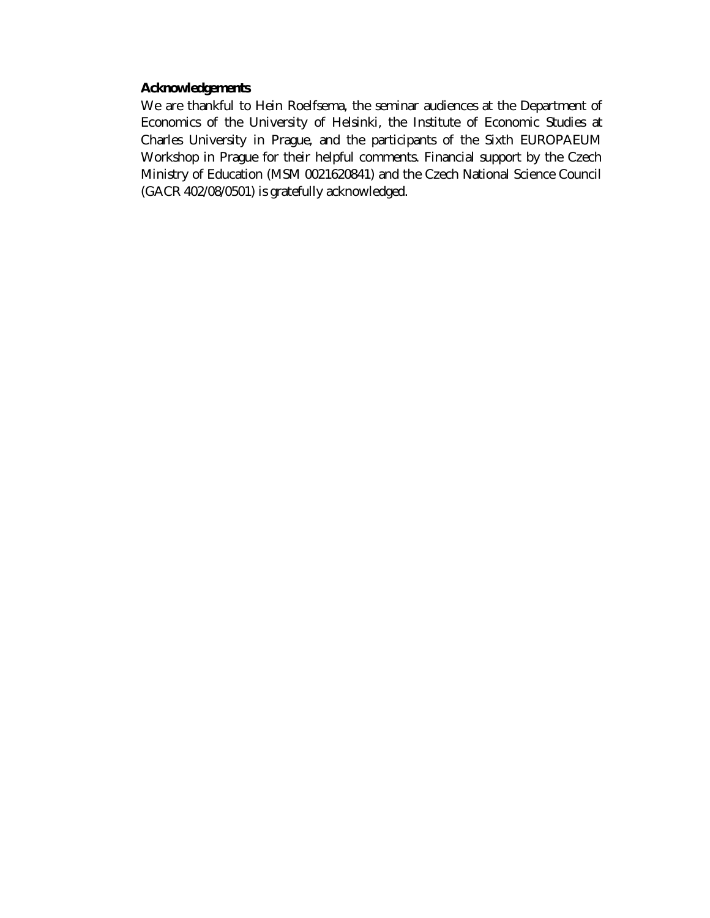**Acknowledgements**

We are thankful to Hein Roelfsema, the seminar audiences at the Department of Economics of the University of Helsinki, the Institute of Economic Studies at Charles University in Prague, and the participants of the Sixth EUROPAEUM Workshop in Prague for their helpful comments. Financial support by the Czech Ministry of Education (MSM 0021620841) and the Czech National Science Council (GACR 402/08/0501) is gratefully acknowledged.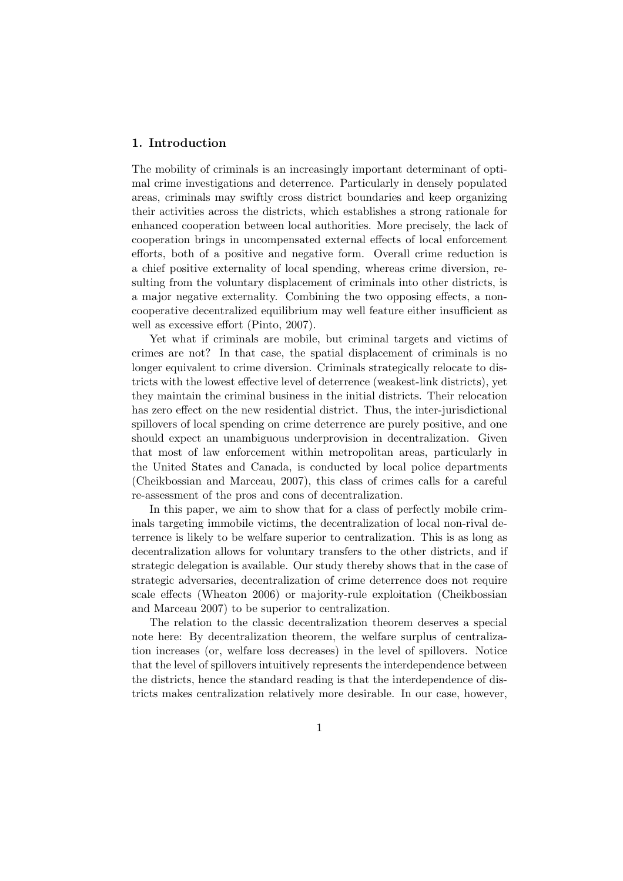## 1. Introduction

The mobility of criminals is an increasingly important determinant of optimal crime investigations and deterrence. Particularly in densely populated areas, criminals may swiftly cross district boundaries and keep organizing their activities across the districts, which establishes a strong rationale for enhanced cooperation between local authorities. More precisely, the lack of cooperation brings in uncompensated external effects of local enforcement efforts, both of a positive and negative form. Overall crime reduction is a chief positive externality of local spending, whereas crime diversion, resulting from the voluntary displacement of criminals into other districts, is a major negative externality. Combining the two opposing effects, a non-cooperative decentralized equilibrium may well feature either insufficient as well as excessive effort (Pinto, 2007).

Yet what if criminals are mobile, but criminal targets and victims of crimes are not? In that case, the spatial displacement of criminals is no longer equivalent to crime diversion. Criminals strategically relocate to districts with the lowest effective level of deterrence (weakest-link districts), yet they maintain the criminal business in the initial districts. Their relocation has zero effect on the new residential district. Thus, the inter-jurisdictional spillovers of local spending on crime deterrence are purely positive, and one should expect an unambiguous underprovision in decentralization. Given that most of law enforcement within metropolitan areas, particularly in the United States and Canada, is conducted by local police departments (Cheikbossian and Marceau, 2007), this class of crimes calls for a careful re-assessment of the pros and cons of decentralization.

In this paper, we aim to show that for a class of perfectly mobile criminals targeting immobile victims, the decentralization of local non-rival deterrence is likely to be welfare superior to centralization. This is as long as decentralization allows for voluntary transfers to the other districts, and if strategic delegation is available. Our study thereby shows that in the case of strategic adversaries, decentralization of crime deterrence does not require scale effects (Wheaton 2006) or majority-rule exploitation (Cheikbossian and Marceau 2007) to be superior to centralization.

The relation to the classic decentralization theorem deserves a special note here: By decentralization theorem, the welfare surplus of centralization increases (or, welfare loss decreases) in the level of spillovers. Notice that the level of spillovers intuitively represents the interdependence between the districts, hence the standard reading is that the interdependence of districts makes centralization relatively more desirable. In our case, however,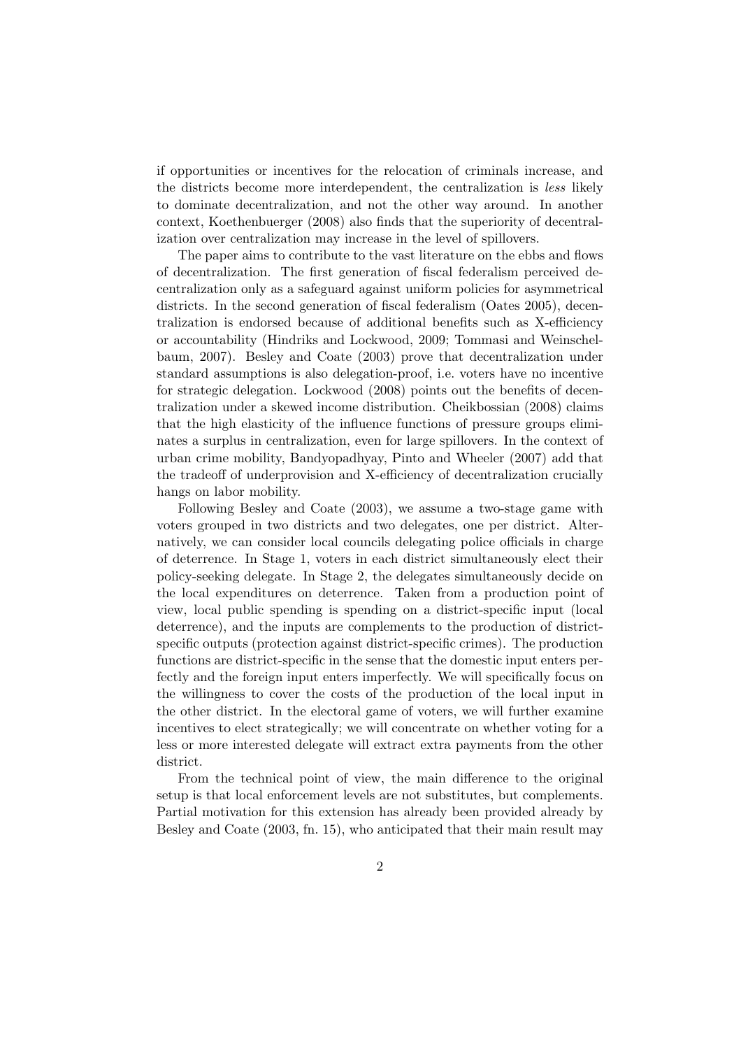if opportunities or incentives for the relocation of criminals increase, and the districts become more interdependent, the centralization is *less* likely to dominate decentralization, and not the other way around. In another context, Koethenbuerger (2008) also finds that the superiority of decentralization over centralization may increase in the level of spillovers.

The paper aims to contribute to the vast literature on the ebbs and flows of decentralization. The first generation of fiscal federalism perceived decentralization only as a safeguard against uniform policies for asymmetrical districts. In the second generation of fiscal federalism (Oates 2005), decentralization is endorsed because of additional benefits such as X-efficiency or accountability (Hindriks and Lockwood, 2009; Tommasi and Weinschelbaum, 2007). Besley and Coate (2003) prove that decentralization under standard assumptions is also delegation-proof, i.e. voters have no incentive for strategic delegation. Lockwood (2008) points out the benefits of decentralization under a skewed income distribution. Cheikbossian (2008) claims that the high elasticity of the influence functions of pressure groups eliminates a surplus in centralization, even for large spillovers. In the context of urban crime mobility, Bandyopadhyay, Pinto and Wheeler (2007) add that the tradeoff of underprovision and X-efficiency of decentralization crucially hangs on labor mobility.

Following Besley and Coate (2003), we assume a two-stage game with voters grouped in two districts and two delegates, one per district. Alternatively, we can consider local councils delegating police officials in charge of deterrence. In Stage 1, voters in each district simultaneously elect their policy-seeking delegate. In Stage 2, the delegates simultaneously decide on the local expenditures on deterrence. Taken from a production point of view, local public spending is spending on a district-specific input (local deterrence), and the inputs are complements to the production of district-specific outputs (protection against district-specific crimes). The production functions are district-specific in the sense that the domestic input enters perfectly and the foreign input enters imperfectly. We will specifically focus on the willingness to cover the costs of the production of the local input in the other district. In the electoral game of voters, we will further examine incentives to elect strategically; we will concentrate on whether voting for a less or more interested delegate will extract extra payments from the other district.

From the technical point of view, the main difference to the original setup is that local enforcement levels are not substitutes, but complements. Partial motivation for this extension has already been provided already by Besley and Coate (2003, fn. 15), who anticipated that their main result may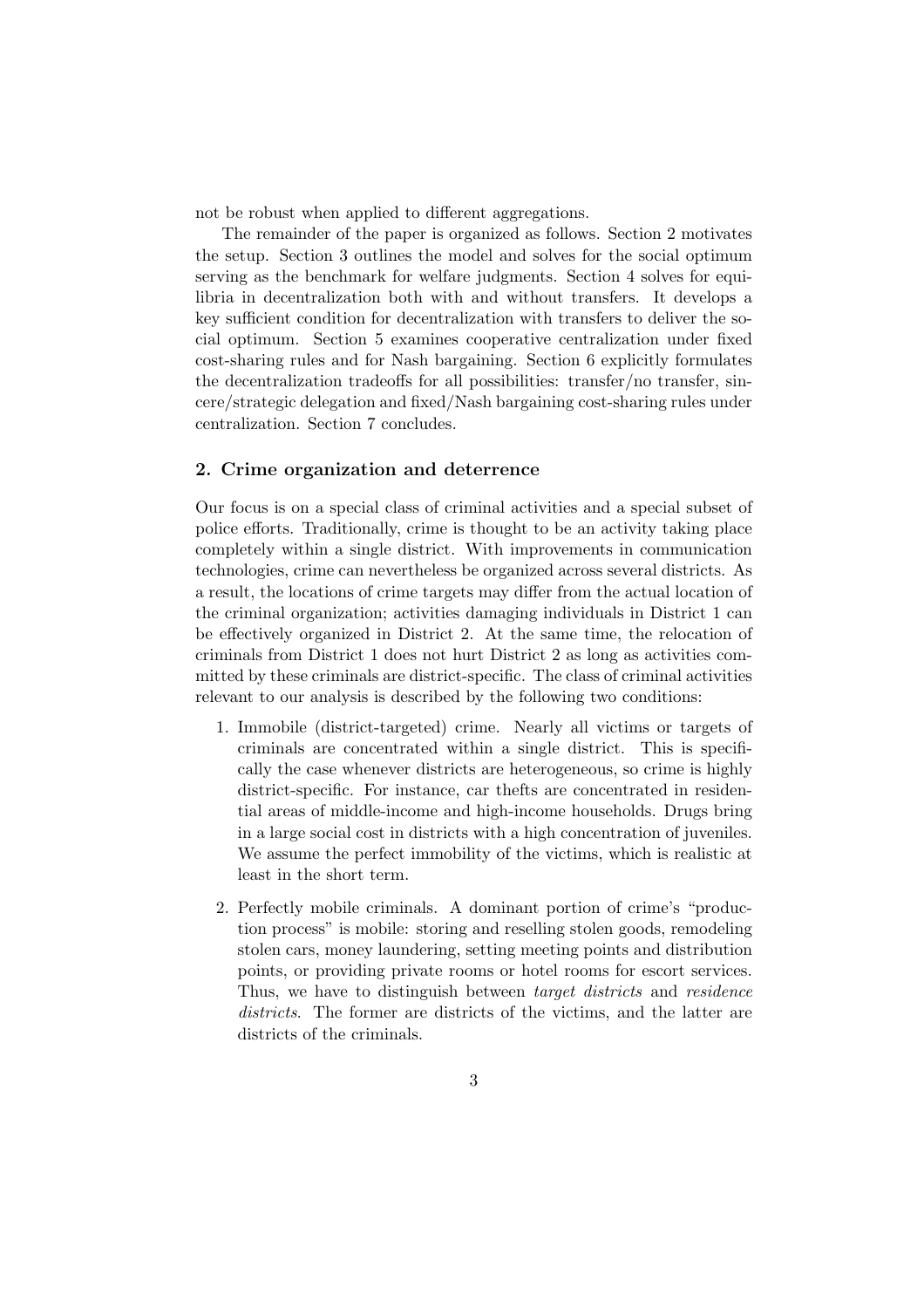not be robust when applied to different aggregations.

The remainder of the paper is organized as follows. Section 2 motivates the setup. Section 3 outlines the model and solves for the social optimum serving as the benchmark for welfare judgments. Section 4 solves for equilibria in decentralization both with and without transfers. It develops a key sufficient condition for decentralization with transfers to deliver the social optimum. Section 5 examines cooperative centralization under fixed cost-sharing rules and for Nash bargaining. Section 6 explicitly formulates the decentralization tradeoffs for all possibilities: transfer/no transfer, sincere/strategic delegation and fixed/Nash bargaining cost-sharing rules under centralization. Section 7 concludes.

## 2. Crime organization and deterrence

Our focus is on a special class of criminal activities and a special subset of police efforts. Traditionally, crime is thought to be an activity taking place completely within a single district. With improvements in communication technologies, crime can nevertheless be organized across several districts. As a result, the locations of crime targets may differ from the actual location of the criminal organization; activities damaging individuals in District 1 can be effectively organized in District 2. At the same time, the relocation of criminals from District 1 does not hurt District 2 as long as activities committed by these criminals are district-specific. The class of criminal activities relevant to our analysis is described by the following two conditions:

1. Immobile (district-targeted) crime. Nearly all victims or targets of criminals are concentrated within a single district. This is specifically the case whenever districts are heterogeneous, so crime is highly district-specific. For instance, car thefts are concentrated in residential areas of middle-income and high-income households. Drugs bring in a large social cost in districts with a high concentration of juveniles. We assume the perfect immobility of the victims, which is realistic at least in the short term.

2. Perfectly mobile criminals. A dominant portion of crime's "production process" is mobile: storing and reselling stolen goods, remodeling stolen cars, money laundering, setting meeting points and distribution points, or providing private rooms or hotel rooms for escort services. Thus, we have to distinguish between *target districts* and *residence districts*. The former are districts of the victims, and the latter are districts of the criminals.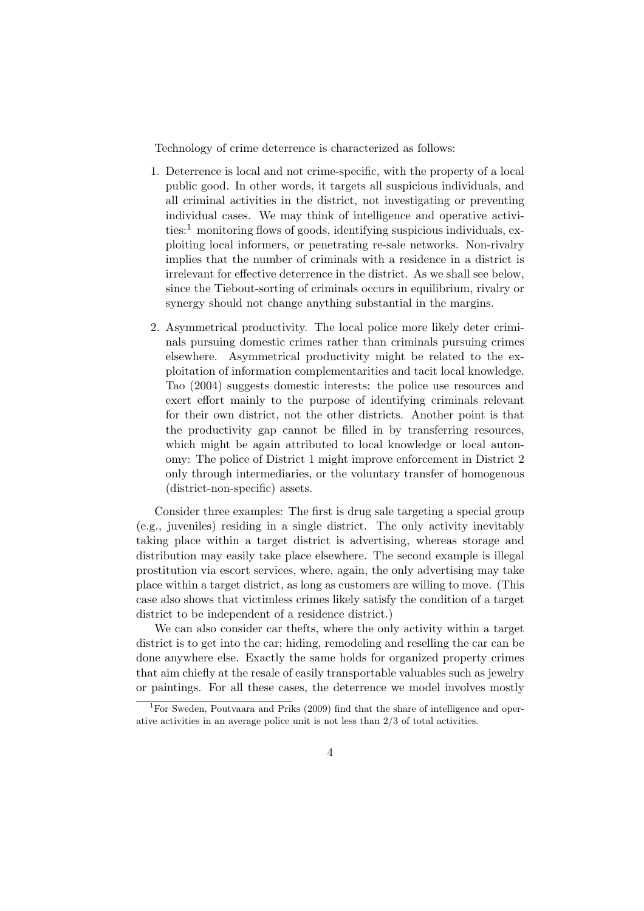Technology of crime deterrence is characterized as follows:

1. Deterrence is local and not crime-specific, with the property of a local public good. In other words, it targets all suspicious individuals, and all criminal activities in the district, not investigating or preventing individual cases. We may think of intelligence and operative activities:[1] monitoring flows of goods, identifying suspicious individuals, exploiting local informers, or penetrating re-sale networks. Non-rivalry implies that the number of criminals with a residence in a district is irrelevant for effective deterrence in the district. As we shall see below, since the Tiebout-sorting of criminals occurs in equilibrium, rivalry or synergy should not change anything substantial in the margins.

2. Asymmetrical productivity. The local police more likely deter criminals pursuing domestic crimes rather than criminals pursuing crimes elsewhere. Asymmetrical productivity might be related to the exploitation of information complementarities and tacit local knowledge. Tao (2004) suggests domestic interests: the police use resources and exert effort mainly to the purpose of identifying criminals relevant for their own district, not the other districts. Another point is that the productivity gap cannot be filled in by transferring resources, which might be again attributed to local knowledge or local autonomy: The police of District 1 might improve enforcement in District 2 only through intermediaries, or the voluntary transfer of homogenous (district-non-specific) assets.

Consider three examples: The first is drug sale targeting a special group (e.g., juveniles) residing in a single district. The only activity inevitably taking place within a target district is advertising, whereas storage and distribution may easily take place elsewhere. The second example is illegal prostitution via escort services, where, again, the only advertising may take place within a target district, as long as customers are willing to move. (This case also shows that victimless crimes likely satisfy the condition of a target district to be independent of a residence district.)

We can also consider car thefts, where the only activity within a target district is to get into the car; hiding, remodeling and reselling the car can be done anywhere else. Exactly the same holds for organized property crimes that aim chiefly at the resale of easily transportable valuables such as jewelry or paintings. For all these cases, the deterrence we model involves mostly

[1] For Sweden, Poutvaara and Priks (2009) find that the share of intelligence and operative activities in an average police unit is not less than 2/3 of total activities.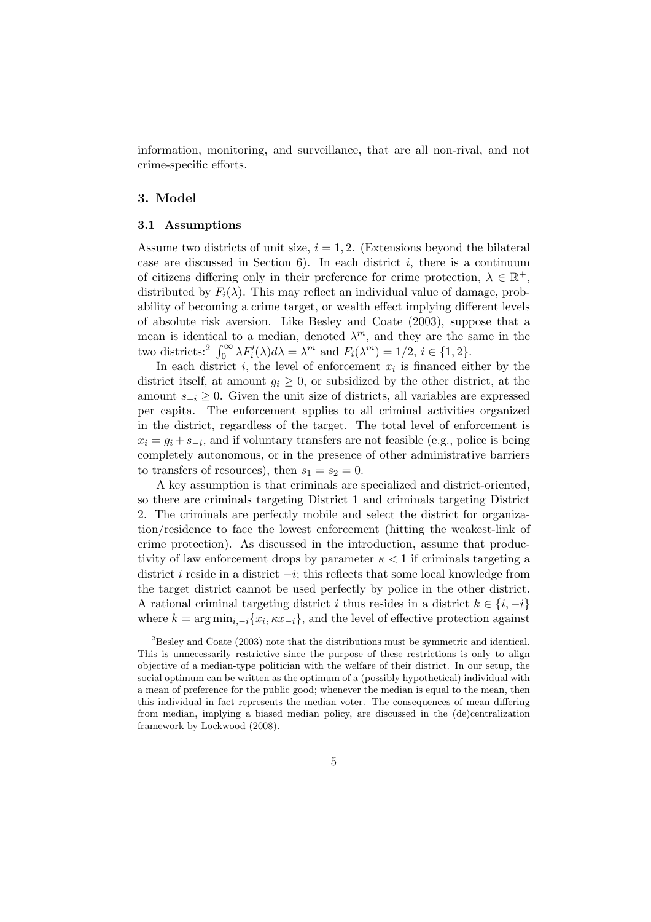information, monitoring, and surveillance, that are all non-rival, and not crime-specific efforts.

## 3. Model

### 3.1 Assumptions

Assume two districts of unit size, $i = 1, 2$. (Extensions beyond the bilateral case are discussed in Section 6). In each district $i$, there is a continuum of citizens differing only in their preference for crime protection, $\lambda \in \mathbb{R}^+$, distributed by $F_i(\lambda)$. This may reflect an individual value of damage, probability of becoming a crime target, or wealth effect implying different levels of absolute risk aversion. Like Besley and Coate (2003), suppose that a mean is identical to a median, denoted $\lambda^m$, and they are the same in the two districts:[2] $\int_0^\infty \lambda F_i'(\lambda) d\lambda = \lambda^m$ and $F_i(\lambda^m) = 1/2$, $i \in \{1, 2\}$.

In each district $i$, the level of enforcement $x_i$ is financed either by the district itself, at amount $g_i \geq 0$, or subsidized by the other district, at the amount $s_{-i} \geq 0$. Given the unit size of districts, all variables are expressed per capita. The enforcement applies to all criminal activities organized in the district, regardless of the target. The total level of enforcement is $x_i = g_i + s_{-i}$, and if voluntary transfers are not feasible (e.g., police is being completely autonomous, or in the presence of other administrative barriers to transfers of resources), then $s_1 = s_2 = 0$.

A key assumption is that criminals are specialized and district-oriented, so there are criminals targeting District 1 and criminals targeting District 2. The criminals are perfectly mobile and select the district for organization/residence to face the lowest enforcement (hitting the weakest-link of crime protection). As discussed in the introduction, assume that productivity of law enforcement drops by parameter $\kappa < 1$ if criminals targeting a district $i$ reside in a district $-i$; this reflects that some local knowledge from the target district cannot be used perfectly by police in the other district. A rational criminal targeting district $i$ thus resides in a district $k \in \{i, -i\}$ where $k = \arg\min_{i,-i}\{x_i, \kappa x_{-i}\}$, and the level of effective protection against

[2] Besley and Coate (2003) note that the distributions must be symmetric and identical. This is unnecessarily restrictive since the purpose of these restrictions is only to align objective of a median-type politician with the welfare of their district. In our setup, the social optimum can be written as the optimum of a (possibly hypothetical) individual with a mean of preference for the public good; whenever the median is equal to the mean, then this individual in fact represents the median voter. The consequences of mean differing from median, implying a biased median policy, are discussed in the (de)centralization framework by Lockwood (2008).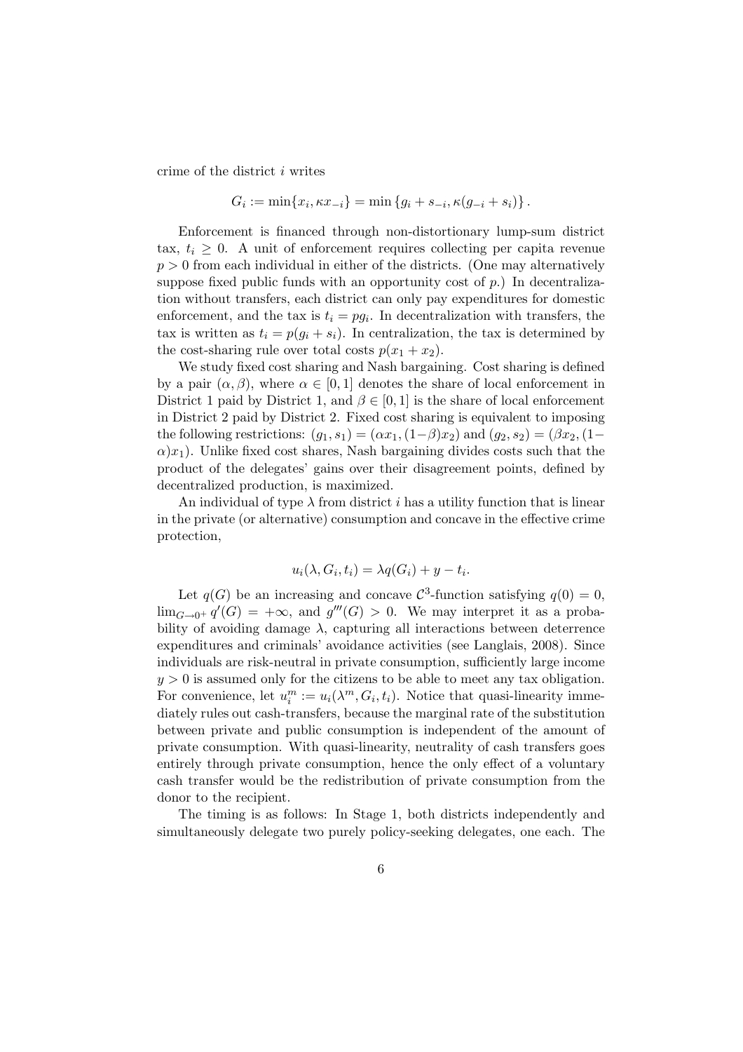crime of the district $i$ writes

$$G_i := \min\{x_i, \kappa x_{-i}\} = \min\{g_i + s_{-i}, \kappa(g_{-i} + s_i)\}.$$

Enforcement is financed through non-distortionary lump-sum district tax, $t_i \geq 0$. A unit of enforcement requires collecting per capita revenue $p > 0$ from each individual in either of the districts. (One may alternatively suppose fixed public funds with an opportunity cost of $p$.) In decentralization without transfers, each district can only pay expenditures for domestic enforcement, and the tax is $t_i = pg_i$. In decentralization with transfers, the tax is written as $t_i = p(g_i + s_i)$. In centralization, the tax is determined by the cost-sharing rule over total costs $p(x_1 + x_2)$.

We study fixed cost sharing and Nash bargaining. Cost sharing is defined by a pair $(\alpha, \beta)$, where $\alpha \in [0, 1]$ denotes the share of local enforcement in District 1 paid by District 1, and $\beta \in [0, 1]$ is the share of local enforcement in District 2 paid by District 2. Fixed cost sharing is equivalent to imposing the following restrictions: $(g_1, s_1) = (\alpha x_1, (1-\beta)x_2)$ and $(g_2, s_2) = (\beta x_2, (1-\alpha)x_1)$. Unlike fixed cost shares, Nash bargaining divides costs such that the product of the delegates' gains over their disagreement points, defined by decentralized production, is maximized.

An individual of type $\lambda$ from district $i$ has a utility function that is linear in the private (or alternative) consumption and concave in the effective crime protection,

$$u_i(\lambda, G_i, t_i) = \lambda q(G_i) + y - t_i.$$

Let $q(G)$ be an increasing and concave $\mathcal{C}^3$-function satisfying $q(0) = 0$, $\lim_{G \to 0^+} q'(G) = +\infty$, and $g'''(G) > 0$. We may interpret it as a probability of avoiding damage $\lambda$, capturing all interactions between deterrence expenditures and criminals' avoidance activities (see Langlais, 2008). Since individuals are risk-neutral in private consumption, sufficiently large income $y > 0$ is assumed only for the citizens to be able to meet any tax obligation. For convenience, let $u_i^m := u_i(\lambda^m, G_i, t_i)$. Notice that quasi-linearity immediately rules out cash-transfers, because the marginal rate of the substitution between private and public consumption is independent of the amount of private consumption. With quasi-linearity, neutrality of cash transfers goes entirely through private consumption, hence the only effect of a voluntary cash transfer would be the redistribution of private consumption from the donor to the recipient.

The timing is as follows: In Stage 1, both districts independently and simultaneously delegate two purely policy-seeking delegates, one each. The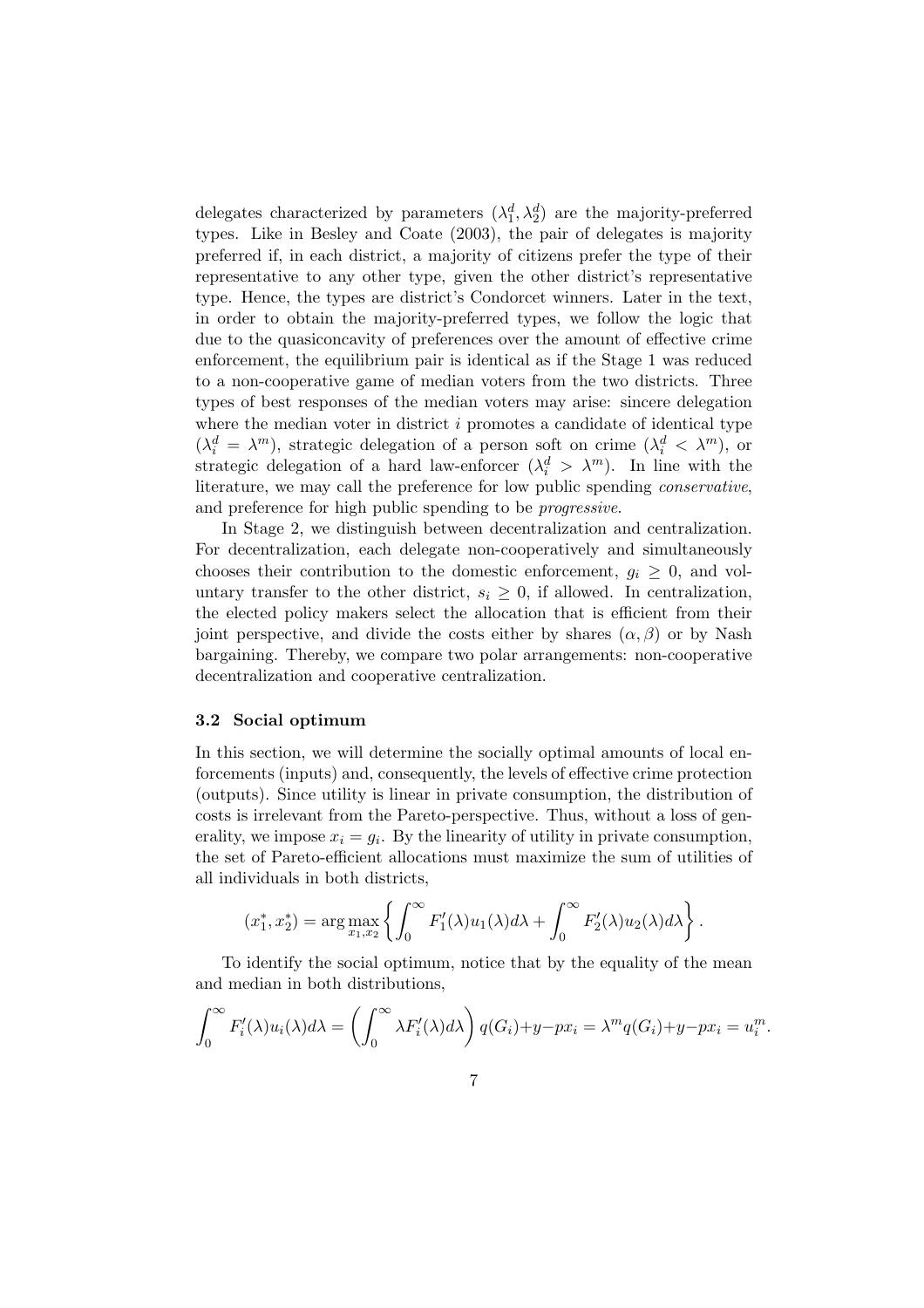delegates characterized by parameters $(\lambda_1^d, \lambda_2^d)$ are the majority-preferred types. Like in Besley and Coate (2003), the pair of delegates is majority preferred if, in each district, a majority of citizens prefer the type of their representative to any other type, given the other district's representative type. Hence, the types are district's Condorcet winners. Later in the text, in order to obtain the majority-preferred types, we follow the logic that due to the quasiconcavity of preferences over the amount of effective crime enforcement, the equilibrium pair is identical as if the Stage 1 was reduced to a non-cooperative game of median voters from the two districts. Three types of best responses of the median voters may arise: sincere delegation where the median voter in district $i$ promotes a candidate of identical type ($\lambda_i^d = \lambda^m$), strategic delegation of a person soft on crime ($\lambda_i^d < \lambda^m$), or strategic delegation of a hard law-enforcer ($\lambda_i^d > \lambda^m$). In line with the literature, we may call the preference for low public spending *conservative*, and preference for high public spending to be *progressive*.

In Stage 2, we distinguish between decentralization and centralization. For decentralization, each delegate non-cooperatively and simultaneously chooses their contribution to the domestic enforcement, $g_i \geq 0$, and voluntary transfer to the other district, $s_i \geq 0$, if allowed. In centralization, the elected policy makers select the allocation that is efficient from their joint perspective, and divide the costs either by shares $(\alpha, \beta)$ or by Nash bargaining. Thereby, we compare two polar arrangements: non-cooperative decentralization and cooperative centralization.

### 3.2 Social optimum

In this section, we will determine the socially optimal amounts of local enforcements (inputs) and, consequently, the levels of effective crime protection (outputs). Since utility is linear in private consumption, the distribution of costs is irrelevant from the Pareto-perspective. Thus, without a loss of generality, we impose $x_i = g_i$. By the linearity of utility in private consumption, the set of Pareto-efficient allocations must maximize the sum of utilities of all individuals in both districts,

$$(x_1^*, x_2^*) = \arg\max_{x_1, x_2} \left\{ \int_0^\infty F_1'(\lambda) u_1(\lambda) d\lambda + \int_0^\infty F_2'(\lambda) u_2(\lambda) d\lambda \right\}.$$

To identify the social optimum, notice that by the equality of the mean and median in both distributions,

$$\int_0^\infty F_i'(\lambda) u_i(\lambda) d\lambda = \left( \int_0^\infty \lambda F_i'(\lambda) d\lambda \right) q(G_i) + y - p x_i = \lambda^m q(G_i) + y - p x_i = u_i^m.$$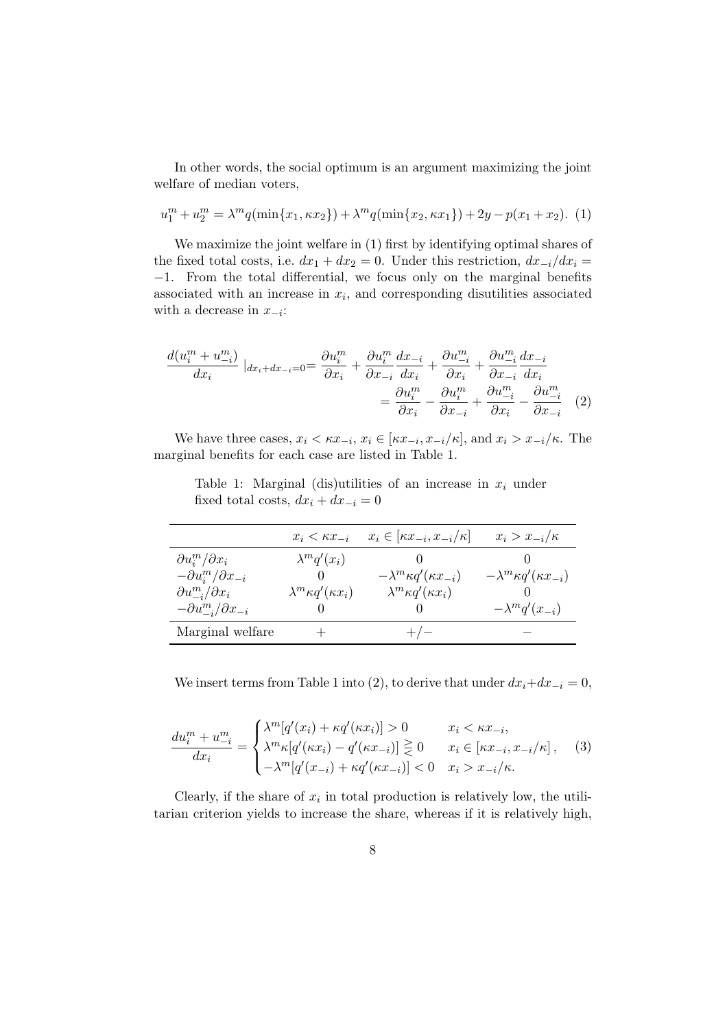In other words, the social optimum is an argument maximizing the joint welfare of median voters,

$$u_1^m + u_2^m = \lambda^m q(\min\{x_1, \kappa x_2\}) + \lambda^m q(\min\{x_2, \kappa x_1\}) + 2y - p(x_1 + x_2). \quad (1)$$

We maximize the joint welfare in (1) first by identifying optimal shares of the fixed total costs, i.e. $dx_1 + dx_2 = 0$. Under this restriction, $dx_{-i}/dx_i = -1$. From the total differential, we focus only on the marginal benefits associated with an increase in $x_i$, and corresponding disutilities associated with a decrease in $x_{-i}$:

$$\begin{aligned} \frac{d(u_i^m + u_{-i}^m)}{dx_i} \Big|_{dx_i + dx_{-i} = 0} &= \frac{\partial u_i^m}{\partial x_i} + \frac{\partial u_i^m}{\partial x_{-i}} \frac{dx_{-i}}{dx_i} + \frac{\partial u_{-i}^m}{\partial x_i} + \frac{\partial u_{-i}^m}{\partial x_{-i}} \frac{dx_{-i}}{dx_i} \\ &= \frac{\partial u_i^m}{\partial x_i} - \frac{\partial u_i^m}{\partial x_{-i}} + \frac{\partial u_{-i}^m}{\partial x_i} - \frac{\partial u_{-i}^m}{\partial x_{-i}} \quad (2) \end{aligned}$$

We have three cases, $x_i < \kappa x_{-i}$, $x_i \in [\kappa x_{-i}, x_{-i}/\kappa]$, and $x_i > x_{-i}/\kappa$. The marginal benefits for each case are listed in Table 1.

Table 1: Marginal (dis)utilities of an increase in $x_i$ under fixed total costs, $dx_i + dx_{-i} = 0$

| | $x_i < \kappa x_{-i}$ | $x_i \in [\kappa x_{-i}, x_{-i}/\kappa]$ | $x_i > x_{-i}/\kappa$ |
|---|---|---|---|
| $\partial u_i^m/\partial x_i$ | $\lambda^m q'(x_i)$ | $0$ | $0$ |
| $-\partial u_i^m/\partial x_{-i}$ | $0$ | $-\lambda^m \kappa q'(\kappa x_{-i})$ | $-\lambda^m \kappa q'(\kappa x_{-i})$ |
| $\partial u_{-i}^m/\partial x_i$ | $\lambda^m \kappa q'(\kappa x_i)$ | $\lambda^m \kappa q'(\kappa x_i)$ | $0$ |
| $-\partial u_{-i}^m/\partial x_{-i}$ | $0$ | $0$ | $-\lambda^m q'(x_{-i})$ |
| Marginal welfare | $+$ | $+/-$ | $-$ |

We insert terms from Table 1 into (2), to derive that under $dx_i + dx_{-i} = 0$,

$$\frac{du_i^m + u_{-i}^m}{dx_i} = \begin{cases} \lambda^m[q'(x_i) + \kappa q'(\kappa x_i)] > 0 & x_i < \kappa x_{-i}, \\ \lambda^m \kappa[q'(\kappa x_i) - q'(\kappa x_{-i})] \gtreqless 0 & x_i \in [\kappa x_{-i}, x_{-i}/\kappa], \\ -\lambda^m[q'(x_{-i}) + \kappa q'(\kappa x_{-i})] < 0 & x_i > x_{-i}/\kappa. \end{cases} \quad (3)$$

Clearly, if the share of $x_i$ in total production is relatively low, the utilitarian criterion yields to increase the share, whereas if it is relatively high,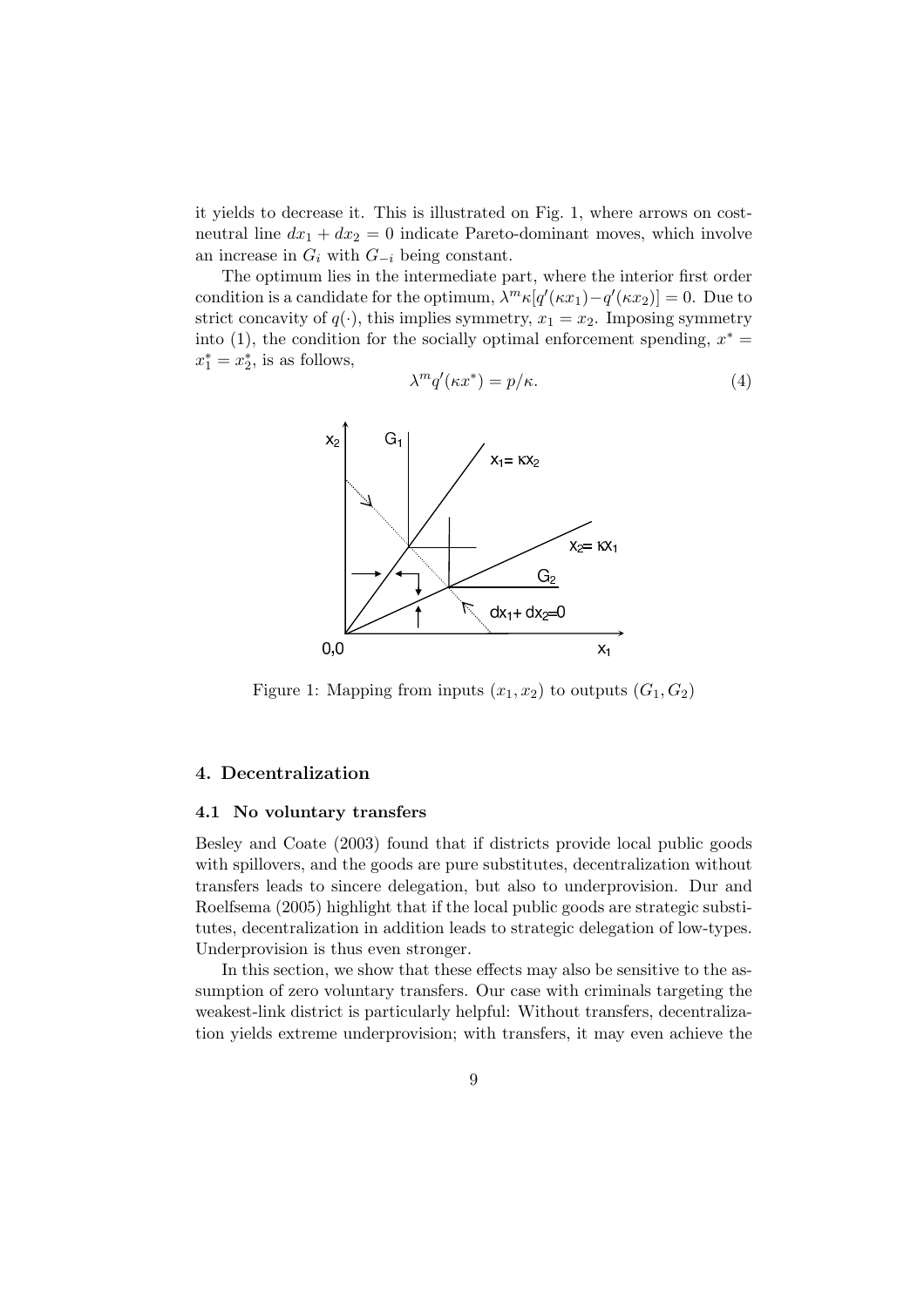it yields to decrease it. This is illustrated on Fig. 1, where arrows on cost-neutral line $dx_1 + dx_2 = 0$ indicate Pareto-dominant moves, which involve an increase in $G_i$ with $G_{-i}$ being constant.

The optimum lies in the intermediate part, where the interior first order condition is a candidate for the optimum, $\lambda^m \kappa[q'(\kappa x_1) - q'(\kappa x_2)] = 0$. Due to strict concavity of $q(\cdot)$, this implies symmetry, $x_1 = x_2$. Imposing symmetry into (1), the condition for the socially optimal enforcement spending, $x^* = x_1^* = x_2^*$, is as follows,

$$\lambda^m q'(\kappa x^*) = p/\kappa. \tag{4}$$

Figure 1: Mapping from inputs $(x_1, x_2)$ to outputs $(G_1, G_2)$

## 4. Decentralization

### 4.1 No voluntary transfers

Besley and Coate (2003) found that if districts provide local public goods with spillovers, and the goods are pure substitutes, decentralization without transfers leads to sincere delegation, but also to underprovision. Dur and Roelfsema (2005) highlight that if the local public goods are strategic substitutes, decentralization in addition leads to strategic delegation of low-types. Underprovision is thus even stronger.

In this section, we show that these effects may also be sensitive to the assumption of zero voluntary transfers. Our case with criminals targeting the weakest-link district is particularly helpful: Without transfers, decentralization yields extreme underprovision; with transfers, it may even achieve the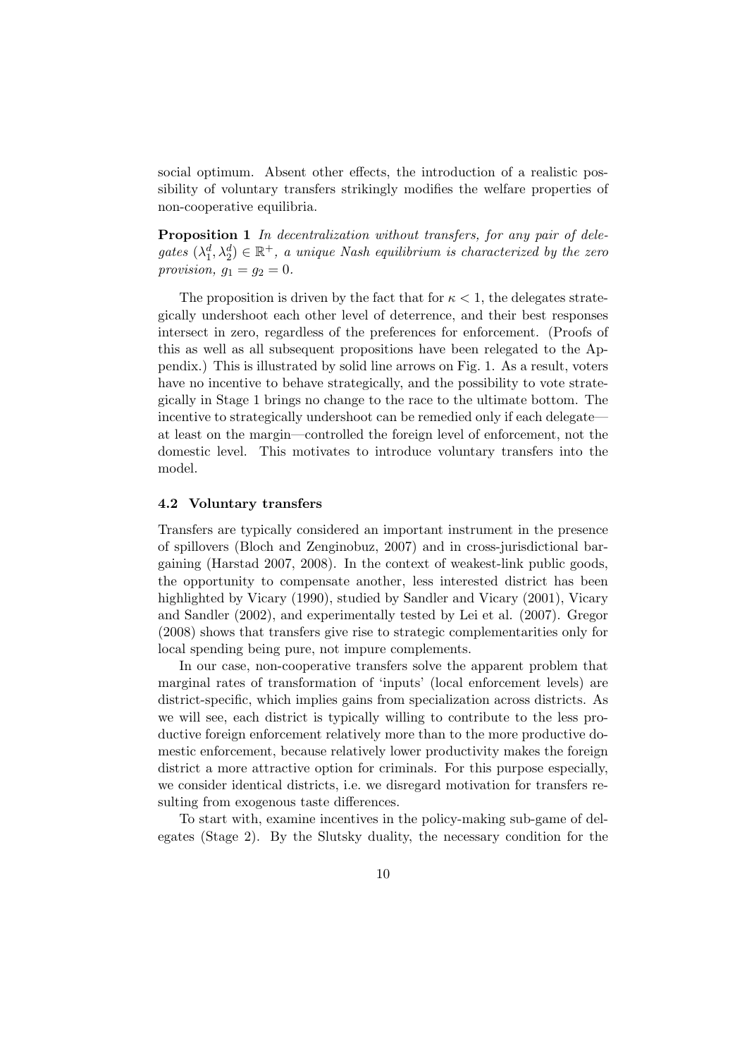social optimum. Absent other effects, the introduction of a realistic possibility of voluntary transfers strikingly modifies the welfare properties of non-cooperative equilibria.

**Proposition 1** *In decentralization without transfers, for any pair of delegates* $(\lambda_1^d, \lambda_2^d) \in \mathbb{R}^+$*, a unique Nash equilibrium is characterized by the zero provision,* $g_1 = g_2 = 0$*.*

The proposition is driven by the fact that for $\kappa < 1$, the delegates strategically undershoot each other level of deterrence, and their best responses intersect in zero, regardless of the preferences for enforcement. (Proofs of this as well as all subsequent propositions have been relegated to the Appendix.) This is illustrated by solid line arrows on Fig. 1. As a result, voters have no incentive to behave strategically, and the possibility to vote strategically in Stage 1 brings no change to the race to the ultimate bottom. The incentive to strategically undershoot can be remedied only if each delegate—at least on the margin—controlled the foreign level of enforcement, not the domestic level. This motivates to introduce voluntary transfers into the model.

### 4.2 Voluntary transfers

Transfers are typically considered an important instrument in the presence of spillovers (Bloch and Zenginobuz, 2007) and in cross-jurisdictional bargaining (Harstad 2007, 2008). In the context of weakest-link public goods, the opportunity to compensate another, less interested district has been highlighted by Vicary (1990), studied by Sandler and Vicary (2001), Vicary and Sandler (2002), and experimentally tested by Lei et al. (2007). Gregor (2008) shows that transfers give rise to strategic complementarities only for local spending being pure, not impure complements.

In our case, non-cooperative transfers solve the apparent problem that marginal rates of transformation of 'inputs' (local enforcement levels) are district-specific, which implies gains from specialization across districts. As we will see, each district is typically willing to contribute to the less productive foreign enforcement relatively more than to the more productive domestic enforcement, because relatively lower productivity makes the foreign district a more attractive option for criminals. For this purpose especially, we consider identical districts, i.e. we disregard motivation for transfers resulting from exogenous taste differences.

To start with, examine incentives in the policy-making sub-game of delegates (Stage 2). By the Slutsky duality, the necessary condition for the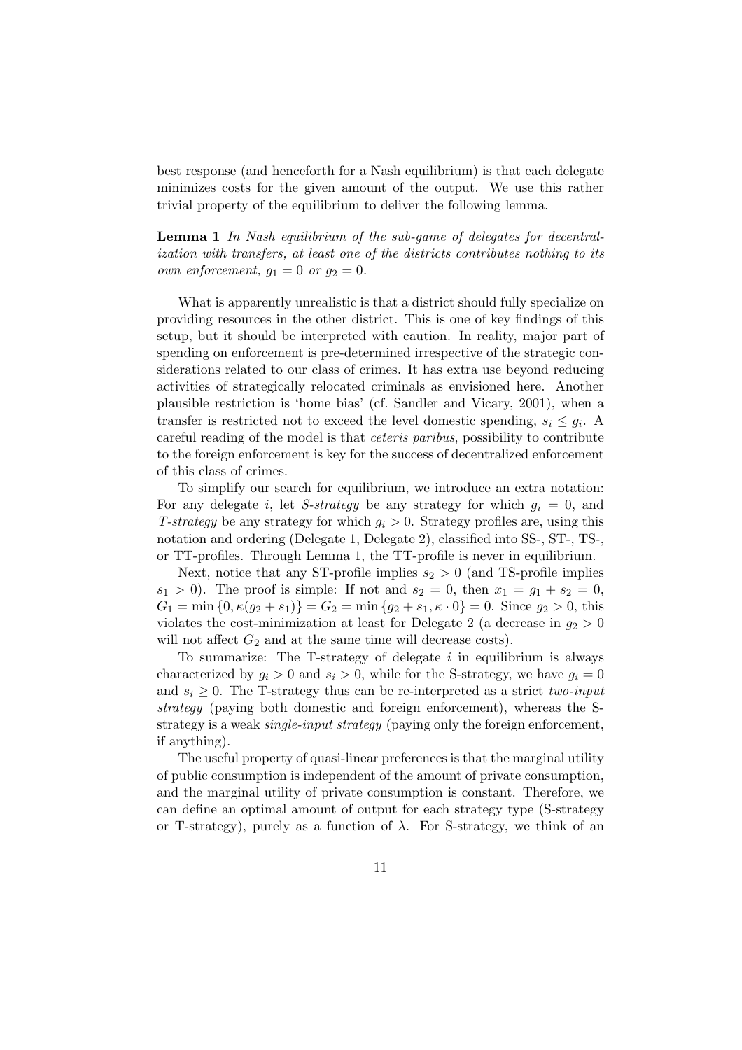best response (and henceforth for a Nash equilibrium) is that each delegate minimizes costs for the given amount of the output. We use this rather trivial property of the equilibrium to deliver the following lemma.

**Lemma 1** *In Nash equilibrium of the sub-game of delegates for decentralization with transfers, at least one of the districts contributes nothing to its own enforcement, $g_1 = 0$ or $g_2 = 0$.*

What is apparently unrealistic is that a district should fully specialize on providing resources in the other district. This is one of key findings of this setup, but it should be interpreted with caution. In reality, major part of spending on enforcement is pre-determined irrespective of the strategic considerations related to our class of crimes. It has extra use beyond reducing activities of strategically relocated criminals as envisioned here. Another plausible restriction is 'home bias' (cf. Sandler and Vicary, 2001), when a transfer is restricted not to exceed the level domestic spending, $s_i \leq g_i$. A careful reading of the model is that *ceteris paribus*, possibility to contribute to the foreign enforcement is key for the success of decentralized enforcement of this class of crimes.

To simplify our search for equilibrium, we introduce an extra notation: For any delegate $i$, let *S-strategy* be any strategy for which $g_i = 0$, and *T-strategy* be any strategy for which $g_i > 0$. Strategy profiles are, using this notation and ordering (Delegate 1, Delegate 2), classified into SS-, ST-, TS-, or TT-profiles. Through Lemma 1, the TT-profile is never in equilibrium.

Next, notice that any ST-profile implies $s_2 > 0$ (and TS-profile implies $s_1 > 0$). The proof is simple: If not and $s_2 = 0$, then $x_1 = g_1 + s_2 = 0$, $G_1 = \min\{0, \kappa(g_2 + s_1)\} = G_2 = \min\{g_2 + s_1, \kappa \cdot 0\} = 0$. Since $g_2 > 0$, this violates the cost-minimization at least for Delegate 2 (a decrease in $g_2 > 0$ will not affect $G_2$ and at the same time will decrease costs).

To summarize: The T-strategy of delegate $i$ in equilibrium is always characterized by $g_i > 0$ and $s_i > 0$, while for the S-strategy, we have $g_i = 0$ and $s_i \geq 0$. The T-strategy thus can be re-interpreted as a strict *two-input strategy* (paying both domestic and foreign enforcement), whereas the S-strategy is a weak *single-input strategy* (paying only the foreign enforcement, if anything).

The useful property of quasi-linear preferences is that the marginal utility of public consumption is independent of the amount of private consumption, and the marginal utility of private consumption is constant. Therefore, we can define an optimal amount of output for each strategy type (S-strategy or T-strategy), purely as a function of $\lambda$. For S-strategy, we think of an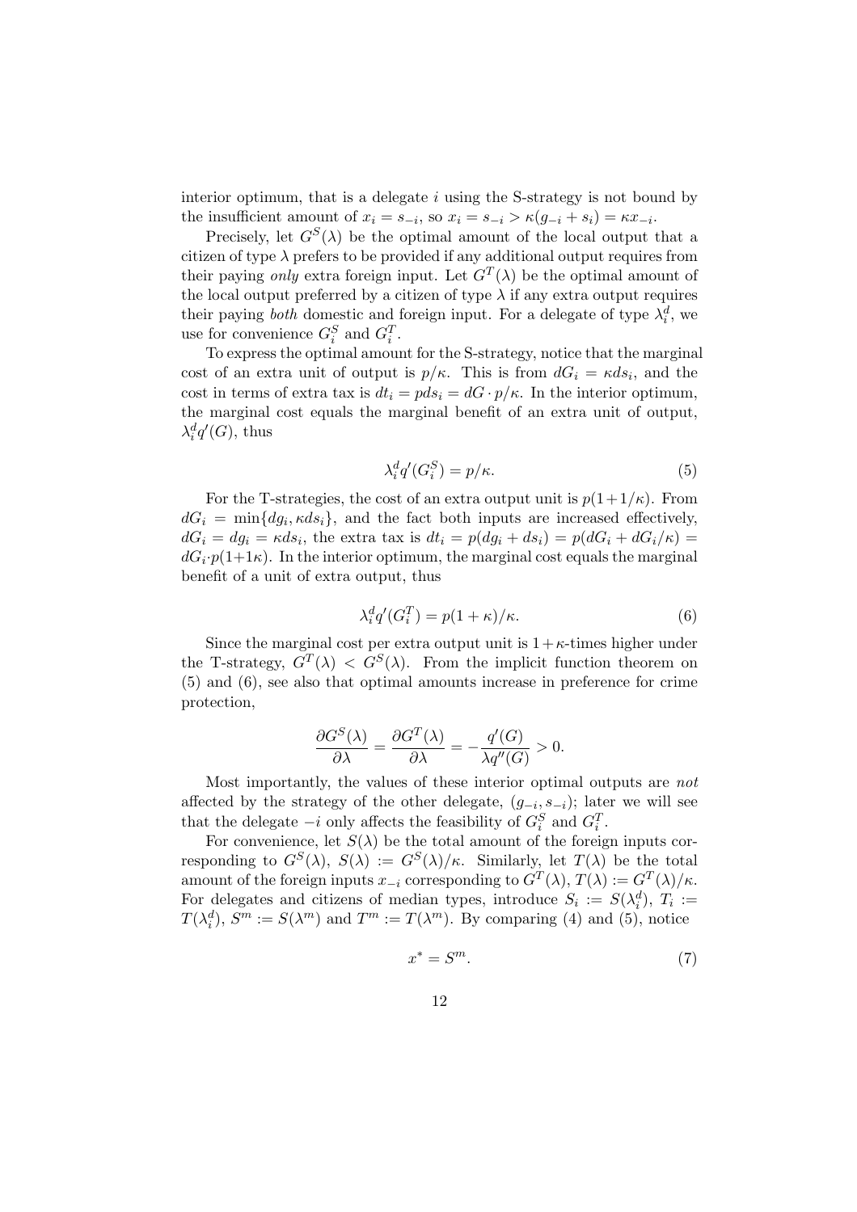interior optimum, that is a delegate $i$ using the S-strategy is not bound by the insufficient amount of $x_i = s_{-i}$, so $x_i = s_{-i} > \kappa(g_{-i} + s_i) = \kappa x_{-i}$.

Precisely, let $G^S(\lambda)$ be the optimal amount of the local output that a citizen of type $\lambda$ prefers to be provided if any additional output requires from their paying *only* extra foreign input. Let $G^T(\lambda)$ be the optimal amount of the local output preferred by a citizen of type $\lambda$ if any extra output requires their paying *both* domestic and foreign input. For a delegate of type $\lambda_i^d$, we use for convenience $G_i^S$ and $G_i^T$.

To express the optimal amount for the S-strategy, notice that the marginal cost of an extra unit of output is $p/\kappa$. This is from $dG_i = \kappa ds_i$, and the cost in terms of extra tax is $dt_i = pds_i = dG \cdot p/\kappa$. In the interior optimum, the marginal cost equals the marginal benefit of an extra unit of output, $\lambda_i^d q'(G)$, thus

$$\lambda_i^d q'(G_i^S) = p/\kappa. \tag{5}$$

For the T-strategies, the cost of an extra output unit is $p(1+1/\kappa)$. From $dG_i = \min\{dg_i, \kappa ds_i\}$, and the fact both inputs are increased effectively, $dG_i = dg_i = \kappa ds_i$, the extra tax is $dt_i = p(dg_i + ds_i) = p(dG_i + dG_i/\kappa) = dG_i \cdot p(1+1\kappa)$. In the interior optimum, the marginal cost equals the marginal benefit of a unit of extra output, thus

$$\lambda_i^d q'(G_i^T) = p(1+\kappa)/\kappa. \tag{6}$$

Since the marginal cost per extra output unit is $1+\kappa$-times higher under the T-strategy, $G^T(\lambda) < G^S(\lambda)$. From the implicit function theorem on (5) and (6), see also that optimal amounts increase in preference for crime protection,

$$\frac{\partial G^S(\lambda)}{\partial \lambda} = \frac{\partial G^T(\lambda)}{\partial \lambda} = -\frac{q'(G)}{\lambda q''(G)} > 0.$$

Most importantly, the values of these interior optimal outputs are *not* affected by the strategy of the other delegate, $(g_{-i}, s_{-i})$; later we will see that the delegate $-i$ only affects the feasibility of $G_i^S$ and $G_i^T$.

For convenience, let $S(\lambda)$ be the total amount of the foreign inputs corresponding to $G^S(\lambda)$, $S(\lambda) := G^S(\lambda)/\kappa$. Similarly, let $T(\lambda)$ be the total amount of the foreign inputs $x_{-i}$ corresponding to $G^T(\lambda)$, $T(\lambda) := G^T(\lambda)/\kappa$. For delegates and citizens of median types, introduce $S_i := S(\lambda_i^d)$, $T_i := T(\lambda_i^d)$, $S^m := S(\lambda^m)$ and $T^m := T(\lambda^m)$. By comparing (4) and (5), notice

$$x^* = S^m. \tag{7}$$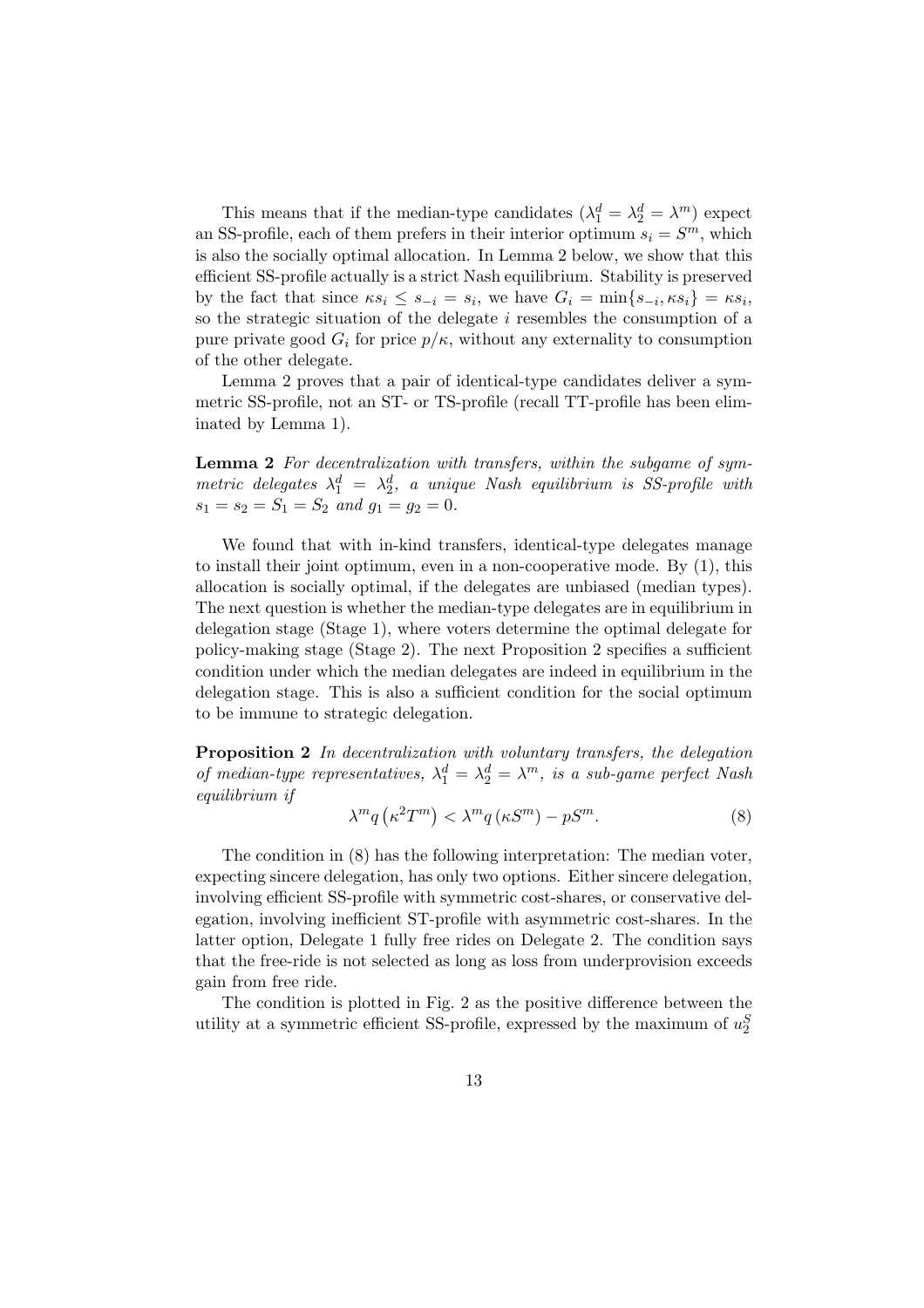This means that if the median-type candidates ($\lambda_1^d = \lambda_2^d = \lambda^m$) expect an SS-profile, each of them prefers in their interior optimum $s_i = S^m$, which is also the socially optimal allocation. In Lemma 2 below, we show that this efficient SS-profile actually is a strict Nash equilibrium. Stability is preserved by the fact that since $\kappa s_i \leq s_{-i} = s_i$, we have $G_i = \min\{s_{-i}, \kappa s_i\} = \kappa s_i$, so the strategic situation of the delegate $i$ resembles the consumption of a pure private good $G_i$ for price $p/\kappa$, without any externality to consumption of the other delegate.

Lemma 2 proves that a pair of identical-type candidates deliver a symmetric SS-profile, not an ST- or TS-profile (recall TT-profile has been eliminated by Lemma 1).

**Lemma 2** *For decentralization with transfers, within the subgame of symmetric delegates $\lambda_1^d = \lambda_2^d$, a unique Nash equilibrium is SS-profile with $s_1 = s_2 = S_1 = S_2$ and $g_1 = g_2 = 0$.*

We found that with in-kind transfers, identical-type delegates manage to install their joint optimum, even in a non-cooperative mode. By (1), this allocation is socially optimal, if the delegates are unbiased (median types). The next question is whether the median-type delegates are in equilibrium in delegation stage (Stage 1), where voters determine the optimal delegate for policy-making stage (Stage 2). The next Proposition 2 specifies a sufficient condition under which the median delegates are indeed in equilibrium in the delegation stage. This is also a sufficient condition for the social optimum to be immune to strategic delegation.

**Proposition 2** *In decentralization with voluntary transfers, the delegation of median-type representatives, $\lambda_1^d = \lambda_2^d = \lambda^m$, is a sub-game perfect Nash equilibrium if*

$$\lambda^m q\left(\kappa^2 T^m\right) < \lambda^m q\left(\kappa S^m\right) - pS^m. \tag{8}$$

The condition in (8) has the following interpretation: The median voter, expecting sincere delegation, has only two options. Either sincere delegation, involving efficient SS-profile with symmetric cost-shares, or conservative delegation, involving inefficient ST-profile with asymmetric cost-shares. In the latter option, Delegate 1 fully free rides on Delegate 2. The condition says that the free-ride is not selected as long as loss from underprovision exceeds gain from free ride.

The condition is plotted in Fig. 2 as the positive difference between the utility at a symmetric efficient SS-profile, expressed by the maximum of $u_2^S$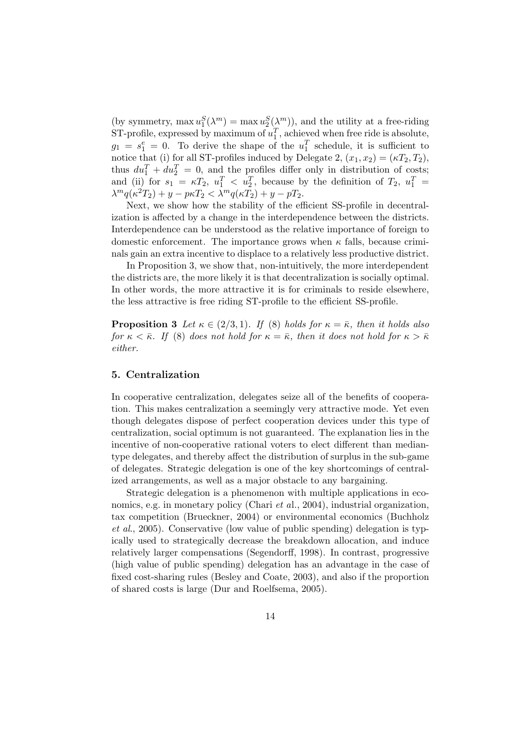(by symmetry, $\max u_1^S(\lambda^m) = \max u_2^S(\lambda^m)$), and the utility at a free-riding ST-profile, expressed by maximum of $u_1^T$, achieved when free ride is absolute, $g_1 = s_1^e = 0$. To derive the shape of the $u_1^T$ schedule, it is sufficient to notice that (i) for all ST-profiles induced by Delegate 2, $(x_1, x_2) = (\kappa T_2, T_2)$, thus $du_1^T + du_2^T = 0$, and the profiles differ only in distribution of costs; and (ii) for $s_1 = \kappa T_2$, $u_1^T < u_2^T$, because by the definition of $T_2$, $u_1^T = \lambda^m q(\kappa^2 T_2) + y - p\kappa T_2 < \lambda^m q(\kappa T_2) + y - pT_2$.

Next, we show how the stability of the efficient SS-profile in decentralization is affected by a change in the interdependence between the districts. Interdependence can be understood as the relative importance of foreign to domestic enforcement. The importance grows when $\kappa$ falls, because criminals gain an extra incentive to displace to a relatively less productive district.

In Proposition 3, we show that, non-intuitively, the more interdependent the districts are, the more likely it is that decentralization is socially optimal. In other words, the more attractive it is for criminals to reside elsewhere, the less attractive is free riding ST-profile to the efficient SS-profile.

**Proposition 3** *Let $\kappa \in (2/3, 1)$. If (8) holds for $\kappa = \bar{\kappa}$, then it holds also for $\kappa < \bar{\kappa}$. If (8) does not hold for $\kappa = \bar{\kappa}$, then it does not hold for $\kappa > \bar{\kappa}$ either.*

## 5. Centralization

In cooperative centralization, delegates seize all of the benefits of cooperation. This makes centralization a seemingly very attractive mode. Yet even though delegates dispose of perfect cooperation devices under this type of centralization, social optimum is not guaranteed. The explanation lies in the incentive of non-cooperative rational voters to elect different than median-type delegates, and thereby affect the distribution of surplus in the sub-game of delegates. Strategic delegation is one of the key shortcomings of centralized arrangements, as well as a major obstacle to any bargaining.

Strategic delegation is a phenomenon with multiple applications in economics, e.g. in monetary policy (Chari *et al.*, 2004), industrial organization, tax competition (Brueckner, 2004) or environmental economics (Buchholz *et al.*, 2005). Conservative (low value of public spending) delegation is typically used to strategically decrease the breakdown allocation, and induce relatively larger compensations (Segendorff, 1998). In contrast, progressive (high value of public spending) delegation has an advantage in the case of fixed cost-sharing rules (Besley and Coate, 2003), and also if the proportion of shared costs is large (Dur and Roelfsema, 2005).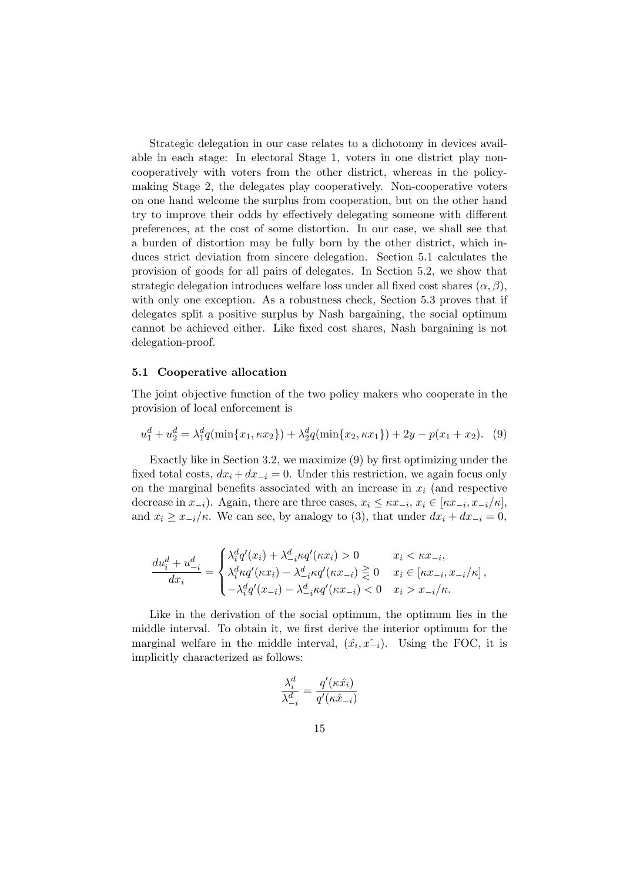Strategic delegation in our case relates to a dichotomy in devices available in each stage: In electoral Stage 1, voters in one district play non-cooperatively with voters from the other district, whereas in the policy-making Stage 2, the delegates play cooperatively. Non-cooperative voters on one hand welcome the surplus from cooperation, but on the other hand try to improve their odds by effectively delegating someone with different preferences, at the cost of some distortion. In our case, we shall see that a burden of distortion may be fully born by the other district, which induces strict deviation from sincere delegation. Section 5.1 calculates the provision of goods for all pairs of delegates. In Section 5.2, we show that strategic delegation introduces welfare loss under all fixed cost shares $(\alpha, \beta)$, with only one exception. As a robustness check, Section 5.3 proves that if delegates split a positive surplus by Nash bargaining, the social optimum cannot be achieved either. Like fixed cost shares, Nash bargaining is not delegation-proof.

### 5.1 Cooperative allocation

The joint objective function of the two policy makers who cooperate in the provision of local enforcement is

$$u_1^d + u_2^d = \lambda_1^d q(\min\{x_1, \kappa x_2\}) + \lambda_2^d q(\min\{x_2, \kappa x_1\}) + 2y - p(x_1 + x_2). \quad (9)$$

Exactly like in Section 3.2, we maximize (9) by first optimizing under the fixed total costs, $dx_i + dx_{-i} = 0$. Under this restriction, we again focus only on the marginal benefits associated with an increase in $x_i$ (and respective decrease in $x_{-i}$). Again, there are three cases, $x_i \leq \kappa x_{-i}$, $x_i \in [\kappa x_{-i}, x_{-i}/\kappa]$, and $x_i \geq x_{-i}/\kappa$. We can see, by analogy to (3), that under $dx_i + dx_{-i} = 0$,

$$\frac{du_i^d + u_{-i}^d}{dx_i} = \begin{cases} \lambda_i^d q'(x_i) + \lambda_{-i}^d \kappa q'(\kappa x_i) > 0 & x_i < \kappa x_{-i}, \\ \lambda_i^d \kappa q'(\kappa x_i) - \lambda_{-i}^d \kappa q'(\kappa x_{-i}) \gtreqless 0 & x_i \in [\kappa x_{-i}, x_{-i}/\kappa], \\ -\lambda_i^d q'(x_{-i}) - \lambda_{-i}^d \kappa q'(\kappa x_{-i}) < 0 & x_i > x_{-i}/\kappa. \end{cases}$$

Like in the derivation of the social optimum, the optimum lies in the middle interval. To obtain it, we first derive the interior optimum for the marginal welfare in the middle interval, $(\hat{x_i}, \hat{x_{-i}})$. Using the FOC, it is implicitly characterized as follows:

$$\frac{\lambda_i^d}{\lambda_{-i}^d} = \frac{q'(\kappa \hat{x}_i)}{q'(\kappa \hat{x}_{-i})}$$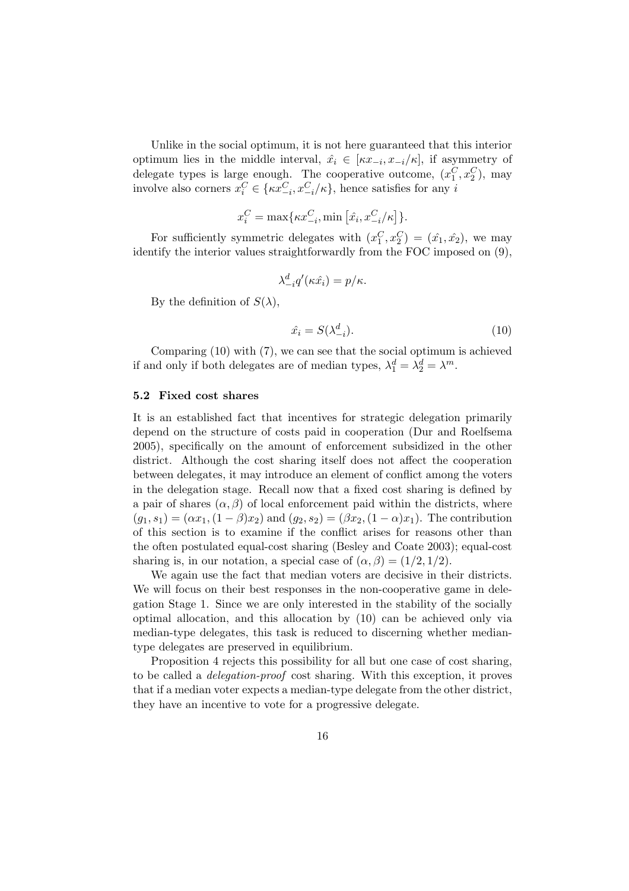Unlike in the social optimum, it is not here guaranteed that this interior optimum lies in the middle interval, $\hat{x}_i \in [\kappa x_{-i}, x_{-i}/\kappa]$, if asymmetry of delegate types is large enough. The cooperative outcome, $(x_1^C, x_2^C)$, may involve also corners $x_i^C \in \{\kappa x_{-i}^C, x_{-i}^C/\kappa\}$, hence satisfies for any $i$

$$x_i^C = \max\{\kappa x_{-i}^C, \min\left[\hat{x}_i, x_{-i}^C/\kappa\right]\}.$$

For sufficiently symmetric delegates with $(x_1^C, x_2^C) = (\hat{x}_1, \hat{x}_2)$, we may identify the interior values straightforwardly from the FOC imposed on (9),

$$\lambda_{-i}^d q'(\kappa \hat{x}_i) = p/\kappa.$$

By the definition of $S(\lambda)$,

$$\hat{x}_i = S(\lambda_{-i}^d). \tag{10}$$

Comparing (10) with (7), we can see that the social optimum is achieved if and only if both delegates are of median types, $\lambda_1^d = \lambda_2^d = \lambda^m$.

### 5.2 Fixed cost shares

It is an established fact that incentives for strategic delegation primarily depend on the structure of costs paid in cooperation (Dur and Roelfsema 2005), specifically on the amount of enforcement subsidized in the other district. Although the cost sharing itself does not affect the cooperation between delegates, it may introduce an element of conflict among the voters in the delegation stage. Recall now that a fixed cost sharing is defined by a pair of shares $(\alpha, \beta)$ of local enforcement paid within the districts, where $(g_1, s_1) = (\alpha x_1, (1-\beta)x_2)$ and $(g_2, s_2) = (\beta x_2, (1-\alpha)x_1)$. The contribution of this section is to examine if the conflict arises for reasons other than the often postulated equal-cost sharing (Besley and Coate 2003); equal-cost sharing is, in our notation, a special case of $(\alpha, \beta) = (1/2, 1/2)$.

We again use the fact that median voters are decisive in their districts. We will focus on their best responses in the non-cooperative game in delegation Stage 1. Since we are only interested in the stability of the socially optimal allocation, and this allocation by (10) can be achieved only via median-type delegates, this task is reduced to discerning whether median-type delegates are preserved in equilibrium.

Proposition 4 rejects this possibility for all but one case of cost sharing, to be called a *delegation-proof* cost sharing. With this exception, it proves that if a median voter expects a median-type delegate from the other district, they have an incentive to vote for a progressive delegate.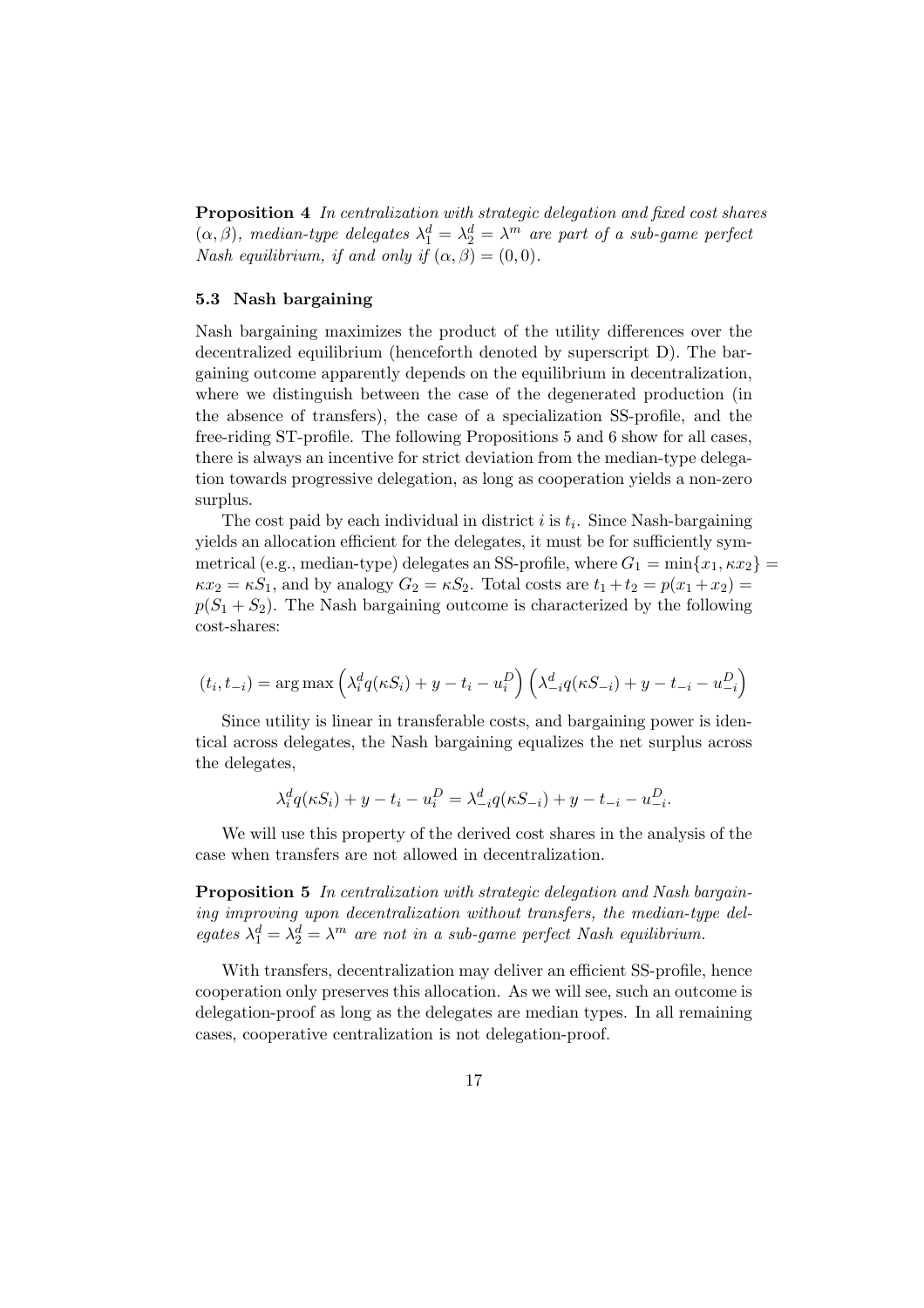**Proposition 4** *In centralization with strategic delegation and fixed cost shares $(\alpha, \beta)$, median-type delegates $\lambda_1^d = \lambda_2^d = \lambda^m$ are part of a sub-game perfect Nash equilibrium, if and only if $(\alpha, \beta) = (0, 0)$.*

### 5.3 Nash bargaining

Nash bargaining maximizes the product of the utility differences over the decentralized equilibrium (henceforth denoted by superscript D). The bargaining outcome apparently depends on the equilibrium in decentralization, where we distinguish between the case of the degenerated production (in the absence of transfers), the case of a specialization SS-profile, and the free-riding ST-profile. The following Propositions 5 and 6 show for all cases, there is always an incentive for strict deviation from the median-type delegation towards progressive delegation, as long as cooperation yields a non-zero surplus.

The cost paid by each individual in district $i$ is $t_i$. Since Nash-bargaining yields an allocation efficient for the delegates, it must be for sufficiently symmetrical (e.g., median-type) delegates an SS-profile, where $G_1 = \min\{x_1, \kappa x_2\} = \kappa x_2 = \kappa S_1$, and by analogy $G_2 = \kappa S_2$. Total costs are $t_1 + t_2 = p(x_1 + x_2) = p(S_1 + S_2)$. The Nash bargaining outcome is characterized by the following cost-shares:

$$(t_i, t_{-i}) = \arg\max \left(\lambda_i^d q(\kappa S_i) + y - t_i - u_i^D\right)\left(\lambda_{-i}^d q(\kappa S_{-i}) + y - t_{-i} - u_{-i}^D\right)$$

Since utility is linear in transferable costs, and bargaining power is identical across delegates, the Nash bargaining equalizes the net surplus across the delegates,

$$\lambda_i^d q(\kappa S_i) + y - t_i - u_i^D = \lambda_{-i}^d q(\kappa S_{-i}) + y - t_{-i} - u_{-i}^D.$$

We will use this property of the derived cost shares in the analysis of the case when transfers are not allowed in decentralization.

**Proposition 5** *In centralization with strategic delegation and Nash bargaining improving upon decentralization without transfers, the median-type delegates $\lambda_1^d = \lambda_2^d = \lambda^m$ are not in a sub-game perfect Nash equilibrium.*

With transfers, decentralization may deliver an efficient SS-profile, hence cooperation only preserves this allocation. As we will see, such an outcome is delegation-proof as long as the delegates are median types. In all remaining cases, cooperative centralization is not delegation-proof.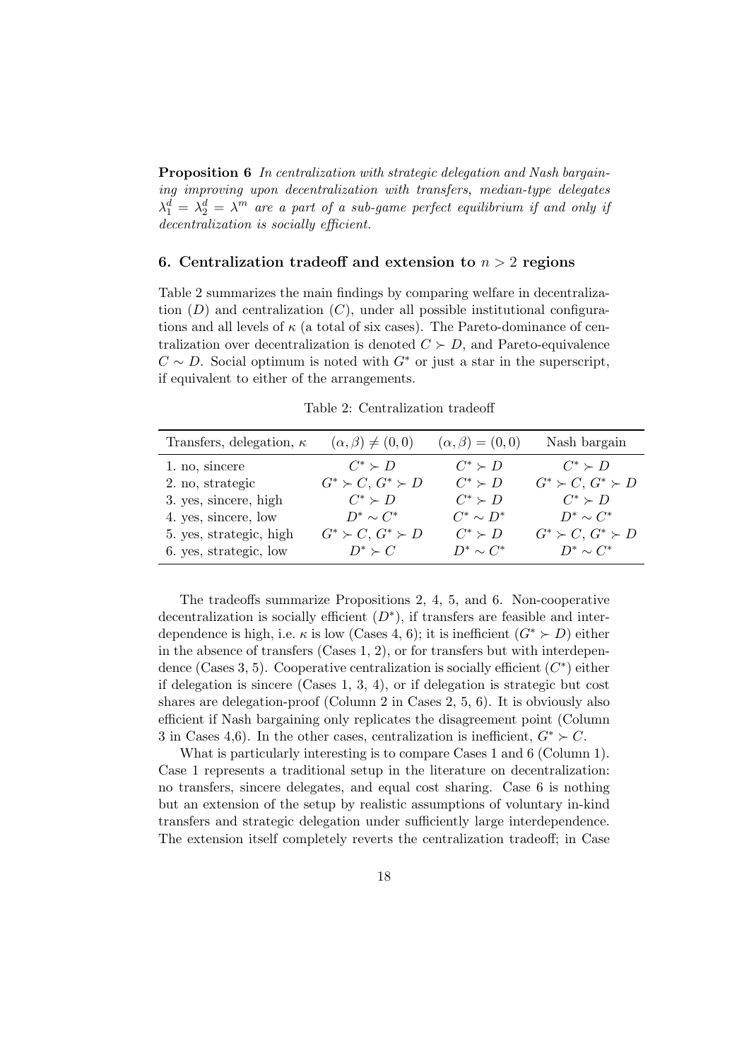**Proposition 6** *In centralization with strategic delegation and Nash bargaining improving upon decentralization with transfers, median-type delegates $\lambda_1^d = \lambda_2^d = \lambda^m$ are a part of a sub-game perfect equilibrium if and only if decentralization is socially efficient.*

## 6. Centralization tradeoff and extension to $n > 2$ regions

Table 2 summarizes the main findings by comparing welfare in decentralization ($D$) and centralization ($C$), under all possible institutional configurations and all levels of $\kappa$ (a total of six cases). The Pareto-dominance of centralization over decentralization is denoted $C \succ D$, and Pareto-equivalence $C \sim D$. Social optimum is noted with $G^*$ or just a star in the superscript, if equivalent to either of the arrangements.

Table 2: Centralization tradeoff

| Transfers, delegation, $\kappa$ | $(\alpha, \beta) \neq (0, 0)$ | $(\alpha, \beta) = (0, 0)$ | Nash bargain |
|---|---|---|---|
| 1. no, sincere | $C^* \succ D$ | $C^* \succ D$ | $C^* \succ D$ |
| 2. no, strategic | $G^* \succ C$, $G^* \succ D$ | $C^* \succ D$ | $G^* \succ C$, $G^* \succ D$ |
| 3. yes, sincere, high | $C^* \succ D$ | $C^* \succ D$ | $C^* \succ D$ |
| 4. yes, sincere, low | $D^* \sim C^*$ | $C^* \sim D^*$ | $D^* \sim C^*$ |
| 5. yes, strategic, high | $G^* \succ C$, $G^* \succ D$ | $C^* \succ D$ | $G^* \succ C$, $G^* \succ D$ |
| 6. yes, strategic, low | $D^* \succ C$ | $D^* \sim C^*$ | $D^* \sim C^*$ |

The tradeoffs summarize Propositions 2, 4, 5, and 6. Non-cooperative decentralization is socially efficient ($D^*$), if transfers are feasible and interdependence is high, i.e. $\kappa$ is low (Cases 4, 6); it is inefficient ($G^* \succ D$) either in the absence of transfers (Cases 1, 2), or for transfers but with interdependence (Cases 3, 5). Cooperative centralization is socially efficient ($C^*$) either if delegation is sincere (Cases 1, 3, 4), or if delegation is strategic but cost shares are delegation-proof (Column 2 in Cases 2, 5, 6). It is obviously also efficient if Nash bargaining only replicates the disagreement point (Column 3 in Cases 4,6). In the other cases, centralization is inefficient, $G^* \succ C$.

What is particularly interesting is to compare Cases 1 and 6 (Column 1). Case 1 represents a traditional setup in the literature on decentralization: no transfers, sincere delegates, and equal cost sharing. Case 6 is nothing but an extension of the setup by realistic assumptions of voluntary in-kind transfers and strategic delegation under sufficiently large interdependence. The extension itself completely reverts the centralization tradeoff; in Case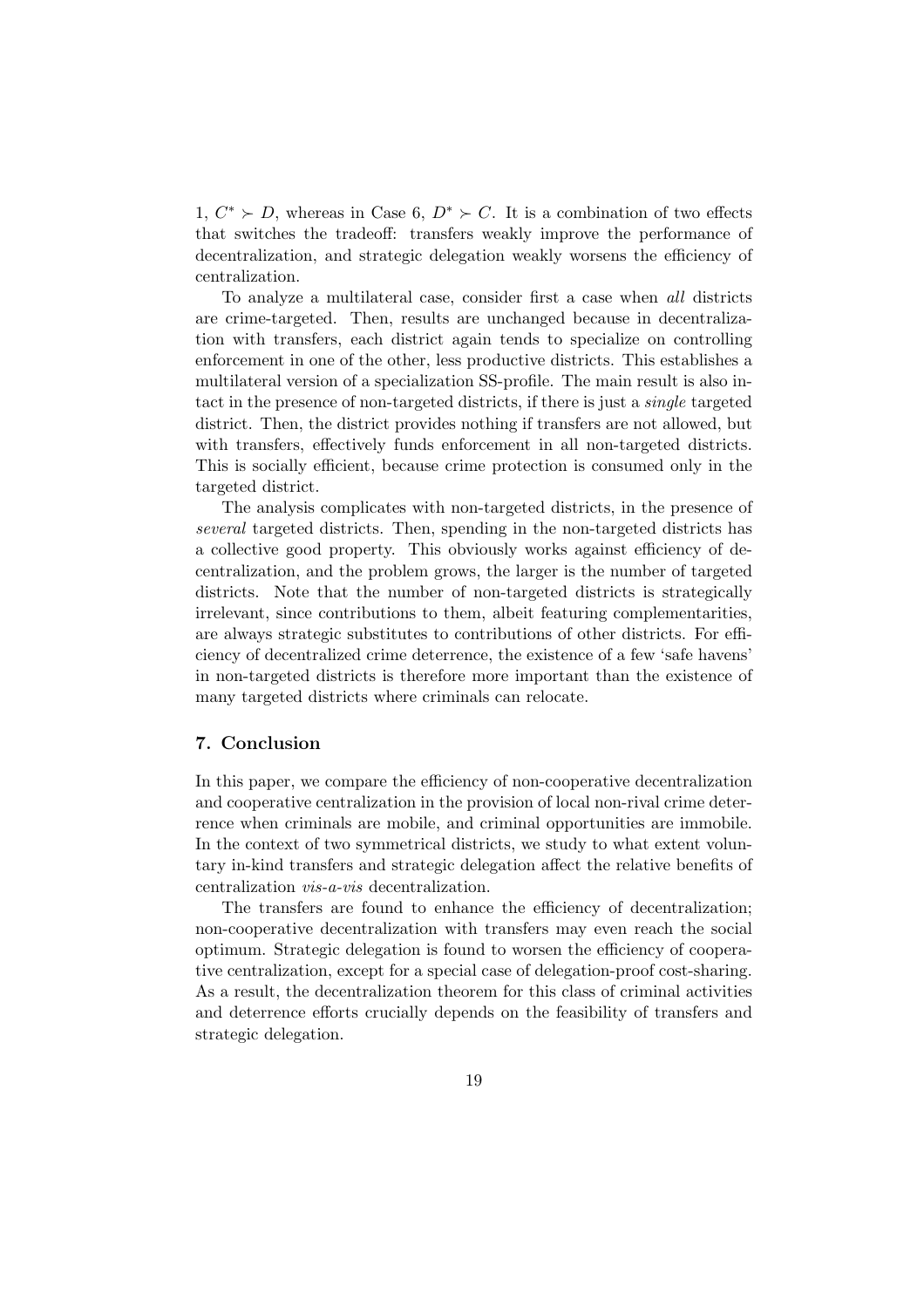1, $C^* \succ D$, whereas in Case 6, $D^* \succ C$. It is a combination of two effects that switches the tradeoff: transfers weakly improve the performance of decentralization, and strategic delegation weakly worsens the efficiency of centralization.

To analyze a multilateral case, consider first a case when *all* districts are crime-targeted. Then, results are unchanged because in decentralization with transfers, each district again tends to specialize on controlling enforcement in one of the other, less productive districts. This establishes a multilateral version of a specialization SS-profile. The main result is also intact in the presence of non-targeted districts, if there is just a *single* targeted district. Then, the district provides nothing if transfers are not allowed, but with transfers, effectively funds enforcement in all non-targeted districts. This is socially efficient, because crime protection is consumed only in the targeted district.

The analysis complicates with non-targeted districts, in the presence of *several* targeted districts. Then, spending in the non-targeted districts has a collective good property. This obviously works against efficiency of decentralization, and the problem grows, the larger is the number of targeted districts. Note that the number of non-targeted districts is strategically irrelevant, since contributions to them, albeit featuring complementarities, are always strategic substitutes to contributions of other districts. For efficiency of decentralized crime deterrence, the existence of a few 'safe havens' in non-targeted districts is therefore more important than the existence of many targeted districts where criminals can relocate.

## 7. Conclusion

In this paper, we compare the efficiency of non-cooperative decentralization and cooperative centralization in the provision of local non-rival crime deterrence when criminals are mobile, and criminal opportunities are immobile. In the context of two symmetrical districts, we study to what extent voluntary in-kind transfers and strategic delegation affect the relative benefits of centralization *vis-a-vis* decentralization.

The transfers are found to enhance the efficiency of decentralization; non-cooperative decentralization with transfers may even reach the social optimum. Strategic delegation is found to worsen the efficiency of cooperative centralization, except for a special case of delegation-proof cost-sharing. As a result, the decentralization theorem for this class of criminal activities and deterrence efforts crucially depends on the feasibility of transfers and strategic delegation.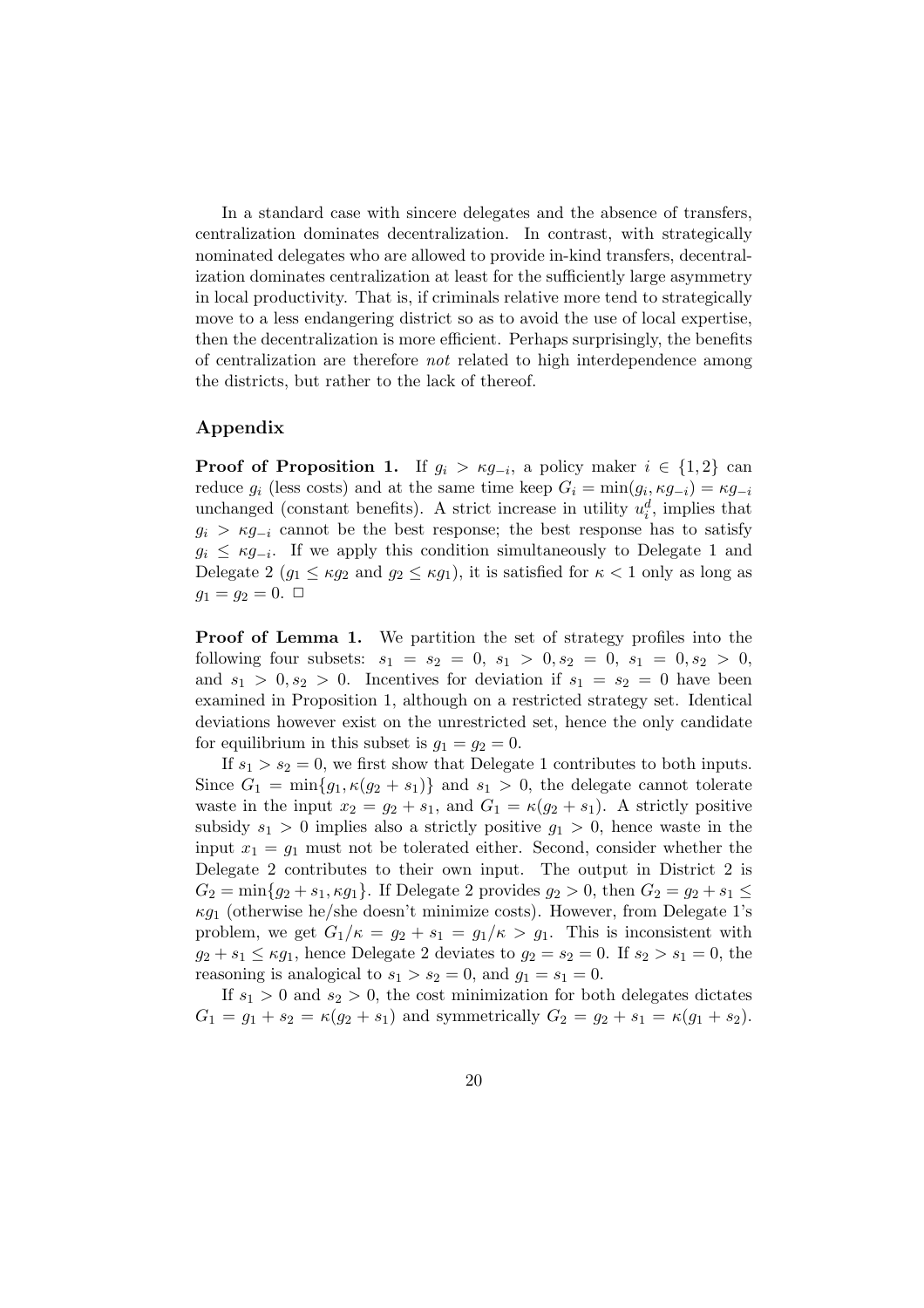In a standard case with sincere delegates and the absence of transfers, centralization dominates decentralization. In contrast, with strategically nominated delegates who are allowed to provide in-kind transfers, decentralization dominates centralization at least for the sufficiently large asymmetry in local productivity. That is, if criminals relative more tend to strategically move to a less endangering district so as to avoid the use of local expertise, then the decentralization is more efficient. Perhaps surprisingly, the benefits of centralization are therefore *not* related to high interdependence among the districts, but rather to the lack of thereof.

## Appendix

**Proof of Proposition 1.** If $g_i > \kappa g_{-i}$, a policy maker $i \in \{1, 2\}$ can reduce $g_i$ (less costs) and at the same time keep $G_i = \min(g_i, \kappa g_{-i}) = \kappa g_{-i}$ unchanged (constant benefits). A strict increase in utility $u_i^d$, implies that $g_i > \kappa g_{-i}$ cannot be the best response; the best response has to satisfy $g_i \leq \kappa g_{-i}$. If we apply this condition simultaneously to Delegate 1 and Delegate 2 ($g_1 \leq \kappa g_2$ and $g_2 \leq \kappa g_1$), it is satisfied for $\kappa < 1$ only as long as $g_1 = g_2 = 0$. □

**Proof of Lemma 1.** We partition the set of strategy profiles into the following four subsets: $s_1 = s_2 = 0$, $s_1 > 0, s_2 = 0$, $s_1 = 0, s_2 > 0$, and $s_1 > 0, s_2 > 0$. Incentives for deviation if $s_1 = s_2 = 0$ have been examined in Proposition 1, although on a restricted strategy set. Identical deviations however exist on the unrestricted set, hence the only candidate for equilibrium in this subset is $g_1 = g_2 = 0$.

If $s_1 > s_2 = 0$, we first show that Delegate 1 contributes to both inputs. Since $G_1 = \min\{g_1, \kappa(g_2 + s_1)\}$ and $s_1 > 0$, the delegate cannot tolerate waste in the input $x_2 = g_2 + s_1$, and $G_1 = \kappa(g_2 + s_1)$. A strictly positive subsidy $s_1 > 0$ implies also a strictly positive $g_1 > 0$, hence waste in the input $x_1 = g_1$ must not be tolerated either. Second, consider whether the Delegate 2 contributes to their own input. The output in District 2 is $G_2 = \min\{g_2 + s_1, \kappa g_1\}$. If Delegate 2 provides $g_2 > 0$, then $G_2 = g_2 + s_1 \leq \kappa g_1$ (otherwise he/she doesn't minimize costs). However, from Delegate 1's problem, we get $G_1/\kappa = g_2 + s_1 = g_1/\kappa > g_1$. This is inconsistent with $g_2 + s_1 \leq \kappa g_1$, hence Delegate 2 deviates to $g_2 = s_2 = 0$. If $s_2 > s_1 = 0$, the reasoning is analogical to $s_1 > s_2 = 0$, and $g_1 = s_1 = 0$.

If $s_1 > 0$ and $s_2 > 0$, the cost minimization for both delegates dictates $G_1 = g_1 + s_2 = \kappa(g_2 + s_1)$ and symmetrically $G_2 = g_2 + s_1 = \kappa(g_1 + s_2)$.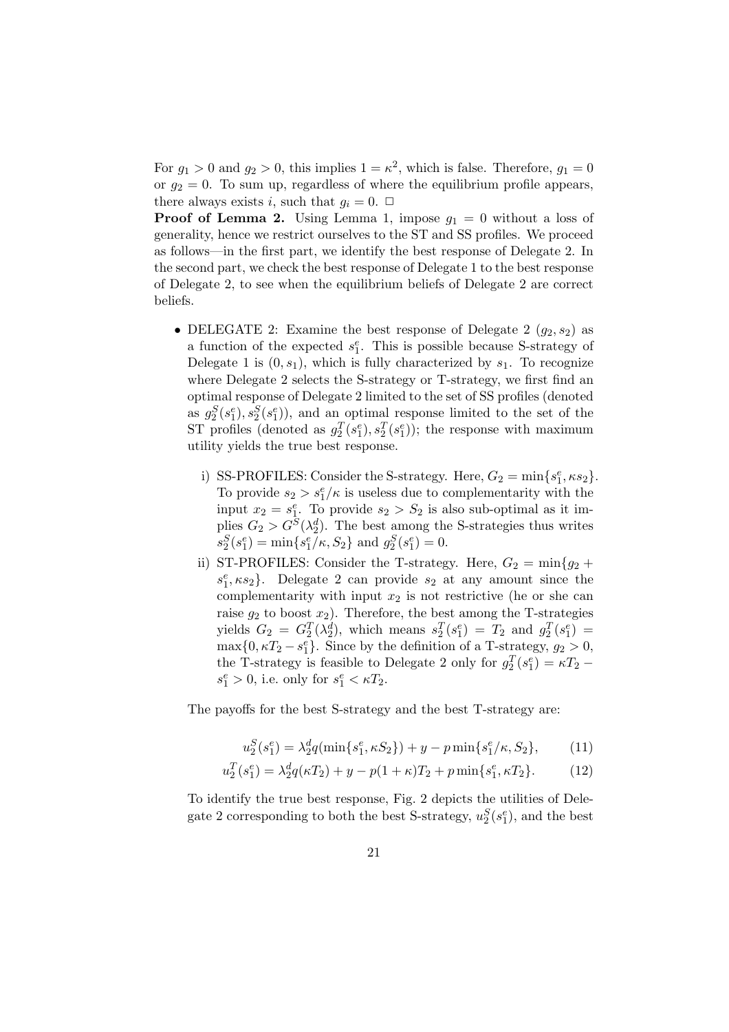For $g_1 > 0$ and $g_2 > 0$, this implies $1 = \kappa^2$, which is false. Therefore, $g_1 = 0$ or $g_2 = 0$. To sum up, regardless of where the equilibrium profile appears, there always exists $i$, such that $g_i = 0$. □

**Proof of Lemma 2.** Using Lemma 1, impose $g_1 = 0$ without a loss of generality, hence we restrict ourselves to the ST and SS profiles. We proceed as follows—in the first part, we identify the best response of Delegate 2. In the second part, we check the best response of Delegate 1 to the best response of Delegate 2, to see when the equilibrium beliefs of Delegate 2 are correct beliefs.

- DELEGATE 2: Examine the best response of Delegate 2 $(g_2, s_2)$ as a function of the expected $s_1^e$. This is possible because S-strategy of Delegate 1 is $(0, s_1)$, which is fully characterized by $s_1$. To recognize where Delegate 2 selects the S-strategy or T-strategy, we first find an optimal response of Delegate 2 limited to the set of SS profiles (denoted as $g_2^S(s_1^e), s_2^S(s_1^e)$), and an optimal response limited to the set of the ST profiles (denoted as $g_2^T(s_1^e), s_2^T(s_1^e)$); the response with maximum utility yields the true best response.

    i) SS-PROFILES: Consider the S-strategy. Here, $G_2 = \min\{s_1^e, \kappa s_2\}$. To provide $s_2 > s_1^e/\kappa$ is useless due to complementarity with the input $x_2 = s_1^e$. To provide $s_2 > S_2$ is also sub-optimal as it implies $G_2 > G^S(\lambda_2^d)$. The best among the S-strategies thus writes $s_2^S(s_1^e) = \min\{s_1^e/\kappa, S_2\}$ and $g_2^S(s_1^e) = 0$.

    ii) ST-PROFILES: Consider the T-strategy. Here, $G_2 = \min\{g_2 + s_1^e, \kappa s_2\}$. Delegate 2 can provide $s_2$ at any amount since the complementarity with input $x_2$ is not restrictive (he or she can raise $g_2$ to boost $x_2$). Therefore, the best among the T-strategies yields $G_2 = G_2^T(\lambda_2^d)$, which means $s_2^T(s_1^e) = T_2$ and $g_2^T(s_1^e) = \max\{0, \kappa T_2 - s_1^e\}$. Since by the definition of a T-strategy, $g_2 > 0$, the T-strategy is feasible to Delegate 2 only for $g_2^T(s_1^e) = \kappa T_2 - s_1^e > 0$, i.e. only for $s_1^e < \kappa T_2$.

The payoffs for the best S-strategy and the best T-strategy are:

$$u_2^S(s_1^e) = \lambda_2^d q(\min\{s_1^e, \kappa S_2\}) + y - p\min\{s_1^e/\kappa, S_2\}, \tag{11}$$

$$u_2^T(s_1^e) = \lambda_2^d q(\kappa T_2) + y - p(1+\kappa)T_2 + p\min\{s_1^e, \kappa T_2\}. \tag{12}$$

To identify the true best response, Fig. 2 depicts the utilities of Delegate 2 corresponding to both the best S-strategy, $u_2^S(s_1^e)$, and the best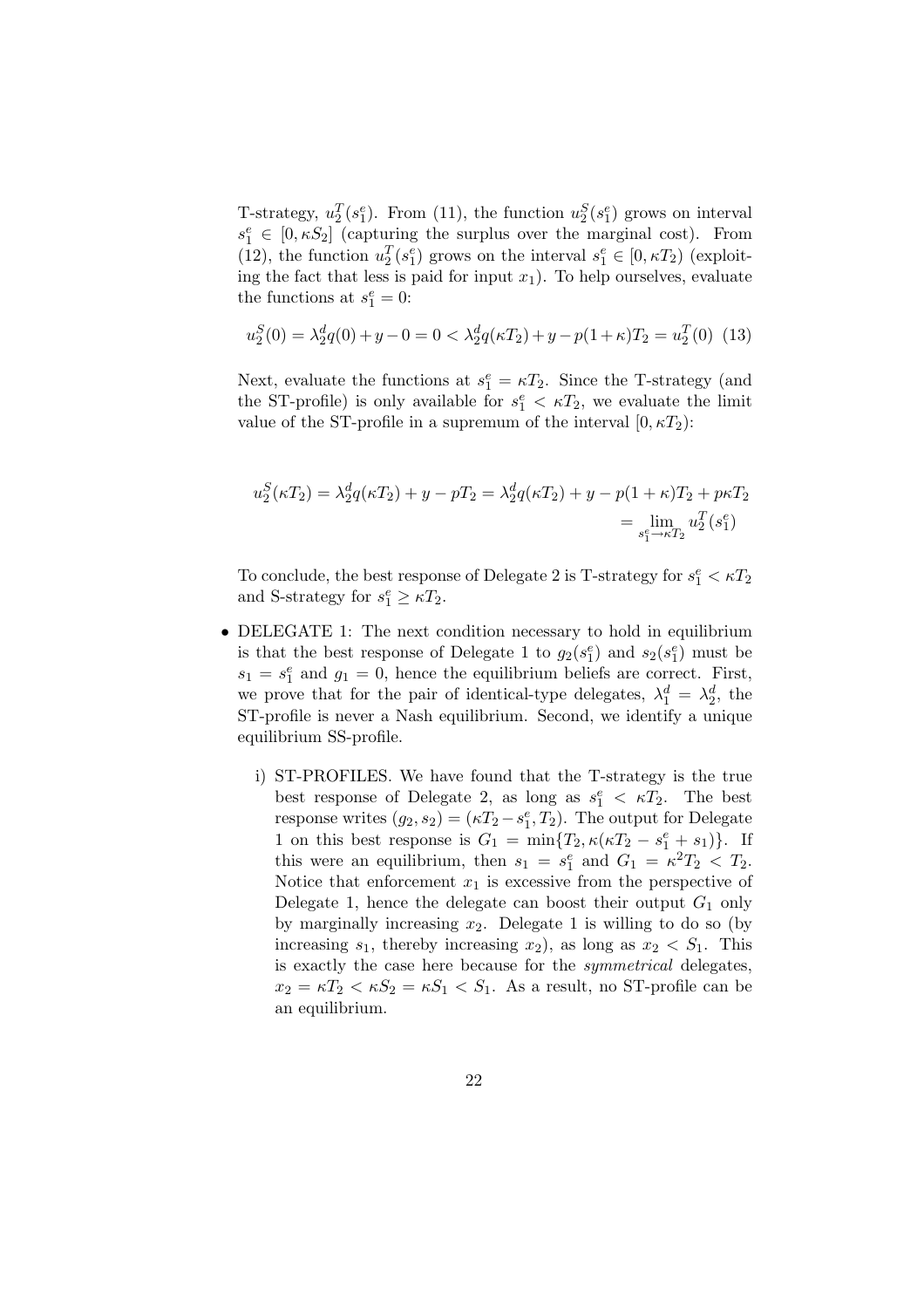T-strategy, $u_2^T(s_1^e)$. From (11), the function $u_2^S(s_1^e)$ grows on interval $s_1^e \in [0, \kappa S_2]$ (capturing the surplus over the marginal cost). From (12), the function $u_2^T(s_1^e)$ grows on the interval $s_1^e \in [0, \kappa T_2)$ (exploiting the fact that less is paid for input $x_1$). To help ourselves, evaluate the functions at $s_1^e = 0$:

$$u_2^S(0) = \lambda_2^d q(0) + y - 0 = 0 < \lambda_2^d q(\kappa T_2) + y - p(1+\kappa)T_2 = u_2^T(0) \quad (13)$$

Next, evaluate the functions at $s_1^e = \kappa T_2$. Since the T-strategy (and the ST-profile) is only available for $s_1^e < \kappa T_2$, we evaluate the limit value of the ST-profile in a supremum of the interval $[0, \kappa T_2)$:

$$\begin{aligned} u_2^S(\kappa T_2) = \lambda_2^d q(\kappa T_2) + y - pT_2 &= \lambda_2^d q(\kappa T_2) + y - p(1+\kappa)T_2 + p\kappa T_2 \\ &= \lim_{s_1^e \to \kappa T_2} u_2^T(s_1^e) \end{aligned}$$

To conclude, the best response of Delegate 2 is T-strategy for $s_1^e < \kappa T_2$ and S-strategy for $s_1^e \geq \kappa T_2$.

- DELEGATE 1: The next condition necessary to hold in equilibrium is that the best response of Delegate 1 to $g_2(s_1^e)$ and $s_2(s_1^e)$ must be $s_1 = s_1^e$ and $g_1 = 0$, hence the equilibrium beliefs are correct. First, we prove that for the pair of identical-type delegates, $\lambda_1^d = \lambda_2^d$, the ST-profile is never a Nash equilibrium. Second, we identify a unique equilibrium SS-profile.

  i) ST-PROFILES. We have found that the T-strategy is the true best response of Delegate 2, as long as $s_1^e < \kappa T_2$. The best response writes $(g_2, s_2) = (\kappa T_2 - s_1^e, T_2)$. The output for Delegate 1 on this best response is $G_1 = \min\{T_2, \kappa(\kappa T_2 - s_1^e + s_1)\}$. If this were an equilibrium, then $s_1 = s_1^e$ and $G_1 = \kappa^2 T_2 < T_2$. Notice that enforcement $x_1$ is excessive from the perspective of Delegate 1, hence the delegate can boost their output $G_1$ only by marginally increasing $x_2$. Delegate 1 is willing to do so (by increasing $s_1$, thereby increasing $x_2$), as long as $x_2 < S_1$. This is exactly the case here because for the *symmetrical* delegates, $x_2 = \kappa T_2 < \kappa S_2 = \kappa S_1 < S_1$. As a result, no ST-profile can be an equilibrium.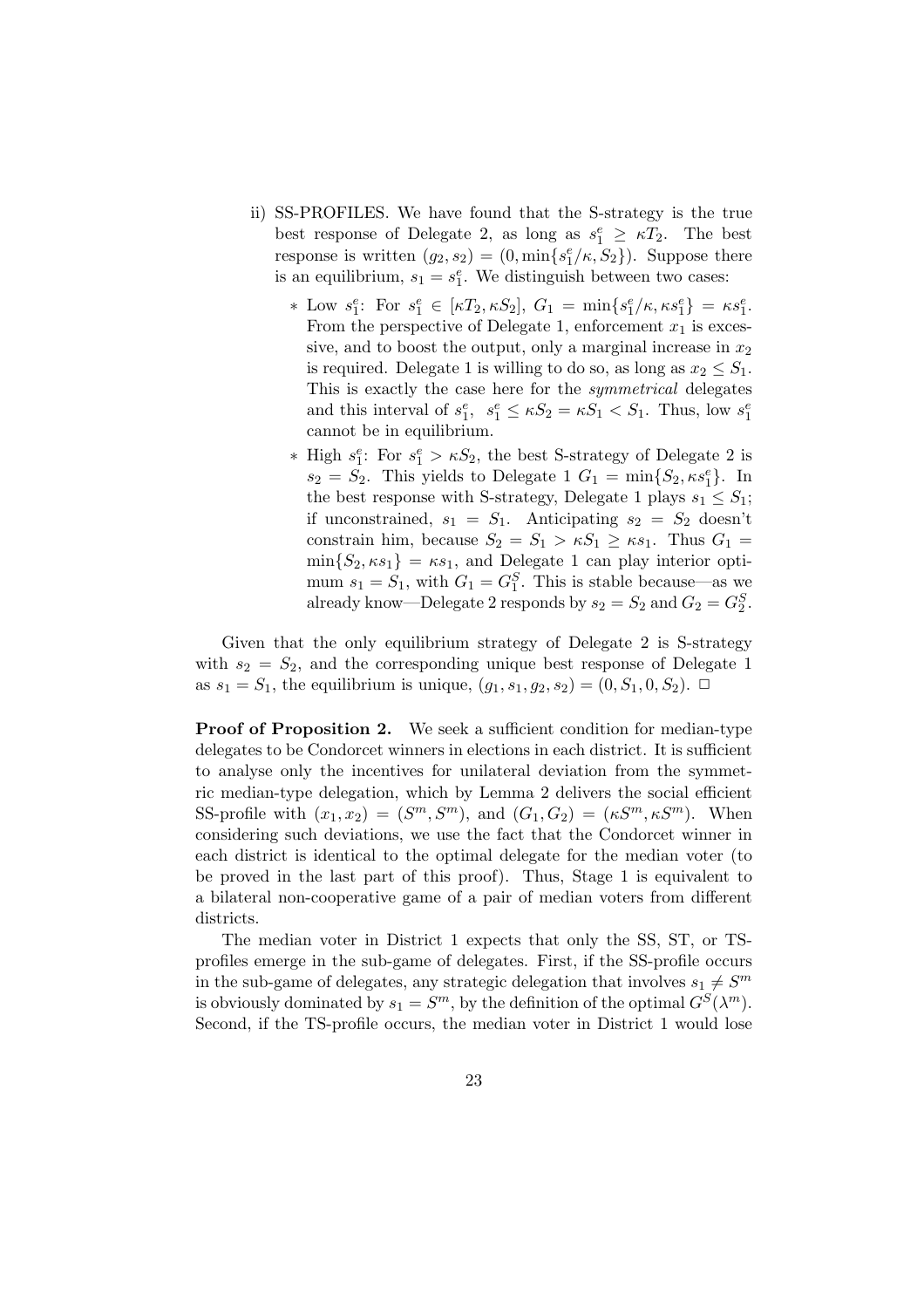ii) SS-PROFILES. We have found that the S-strategy is the true best response of Delegate 2, as long as $s_1^e \geq \kappa T_2$. The best response is written $(g_2, s_2) = (0, \min\{s_1^e/\kappa, S_2\})$. Suppose there is an equilibrium, $s_1 = s_1^e$. We distinguish between two cases:

   * Low $s_1^e$: For $s_1^e \in [\kappa T_2, \kappa S_2]$, $G_1 = \min\{s_1^e/\kappa, \kappa s_1^e\} = \kappa s_1^e$. From the perspective of Delegate 1, enforcement $x_1$ is excessive, and to boost the output, only a marginal increase in $x_2$ is required. Delegate 1 is willing to do so, as long as $x_2 \leq S_1$. This is exactly the case here for the *symmetrical* delegates and this interval of $s_1^e$, $s_1^e \leq \kappa S_2 = \kappa S_1 < S_1$. Thus, low $s_1^e$ cannot be in equilibrium.
   * High $s_1^e$: For $s_1^e > \kappa S_2$, the best S-strategy of Delegate 2 is $s_2 = S_2$. This yields to Delegate 1 $G_1 = \min\{S_2, \kappa s_1^e\}$. In the best response with S-strategy, Delegate 1 plays $s_1 \leq S_1$; if unconstrained, $s_1 = S_1$. Anticipating $s_2 = S_2$ doesn't constrain him, because $S_2 = S_1 > \kappa S_1 \geq \kappa s_1$. Thus $G_1 = \min\{S_2, \kappa s_1\} = \kappa s_1$, and Delegate 1 can play interior optimum $s_1 = S_1$, with $G_1 = G_1^S$. This is stable because—as we already know—Delegate 2 responds by $s_2 = S_2$ and $G_2 = G_2^S$.

Given that the only equilibrium strategy of Delegate 2 is S-strategy with $s_2 = S_2$, and the corresponding unique best response of Delegate 1 as $s_1 = S_1$, the equilibrium is unique, $(g_1, s_1, g_2, s_2) = (0, S_1, 0, S_2)$. □

**Proof of Proposition 2.** We seek a sufficient condition for median-type delegates to be Condorcet winners in elections in each district. It is sufficient to analyse only the incentives for unilateral deviation from the symmetric median-type delegation, which by Lemma 2 delivers the social efficient SS-profile with $(x_1, x_2) = (S^m, S^m)$, and $(G_1, G_2) = (\kappa S^m, \kappa S^m)$. When considering such deviations, we use the fact that the Condorcet winner in each district is identical to the optimal delegate for the median voter (to be proved in the last part of this proof). Thus, Stage 1 is equivalent to a bilateral non-cooperative game of a pair of median voters from different districts.

The median voter in District 1 expects that only the SS, ST, or TS-profiles emerge in the sub-game of delegates. First, if the SS-profile occurs in the sub-game of delegates, any strategic delegation that involves $s_1 \neq S^m$ is obviously dominated by $s_1 = S^m$, by the definition of the optimal $G^S(\lambda^m)$. Second, if the TS-profile occurs, the median voter in District 1 would lose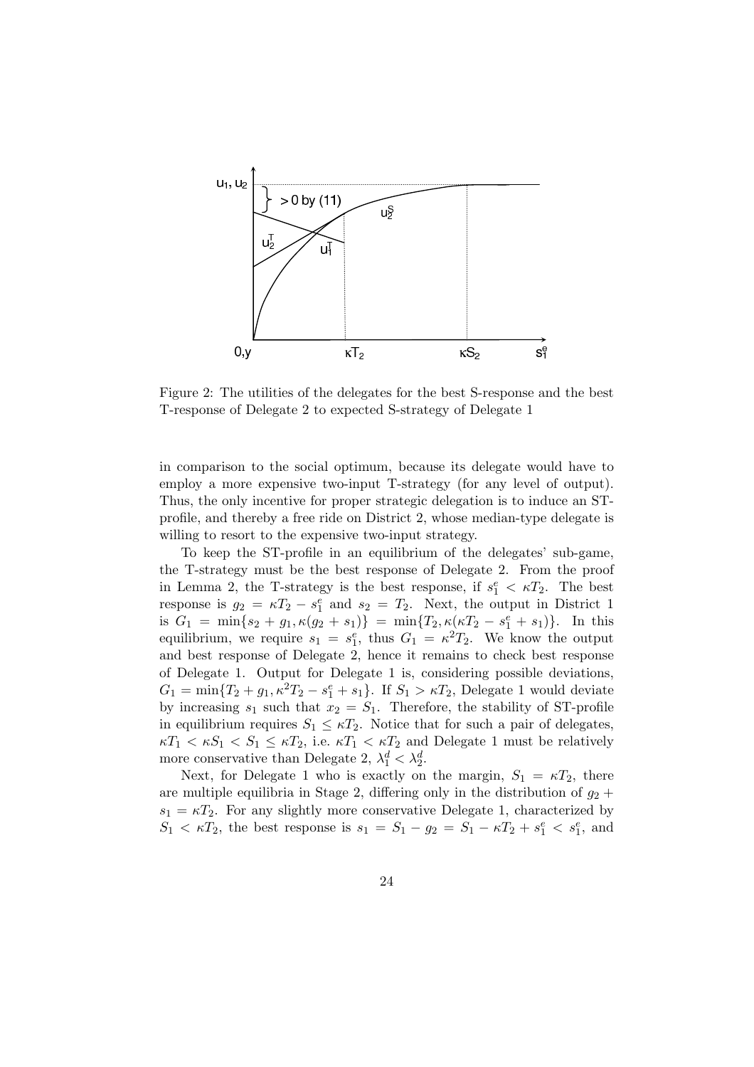Figure 2: The utilities of the delegates for the best S-response and the best T-response of Delegate 2 to expected S-strategy of Delegate 1

in comparison to the social optimum, because its delegate would have to employ a more expensive two-input T-strategy (for any level of output). Thus, the only incentive for proper strategic delegation is to induce an ST-profile, and thereby a free ride on District 2, whose median-type delegate is willing to resort to the expensive two-input strategy.

To keep the ST-profile in an equilibrium of the delegates' sub-game, the T-strategy must be the best response of Delegate 2. From the proof in Lemma 2, the T-strategy is the best response, if $s_1^e < \kappa T_2$. The best response is $g_2 = \kappa T_2 - s_1^e$ and $s_2 = T_2$. Next, the output in District 1 is $G_1 = \min\{s_2 + g_1, \kappa(g_2 + s_1)\} = \min\{T_2, \kappa(\kappa T_2 - s_1^e + s_1)\}$. In this equilibrium, we require $s_1 = s_1^e$, thus $G_1 = \kappa^2 T_2$. We know the output and best response of Delegate 2, hence it remains to check best response of Delegate 1. Output for Delegate 1 is, considering possible deviations, $G_1 = \min\{T_2 + g_1, \kappa^2 T_2 - s_1^e + s_1\}$. If $S_1 > \kappa T_2$, Delegate 1 would deviate by increasing $s_1$ such that $x_2 = S_1$. Therefore, the stability of ST-profile in equilibrium requires $S_1 \leq \kappa T_2$. Notice that for such a pair of delegates, $\kappa T_1 < \kappa S_1 < S_1 \leq \kappa T_2$, i.e. $\kappa T_1 < \kappa T_2$ and Delegate 1 must be relatively more conservative than Delegate 2, $\lambda_1^d < \lambda_2^d$.

Next, for Delegate 1 who is exactly on the margin, $S_1 = \kappa T_2$, there are multiple equilibria in Stage 2, differing only in the distribution of $g_2 + s_1 = \kappa T_2$. For any slightly more conservative Delegate 1, characterized by $S_1 < \kappa T_2$, the best response is $s_1 = S_1 - g_2 = S_1 - \kappa T_2 + s_1^e < s_1^e$, and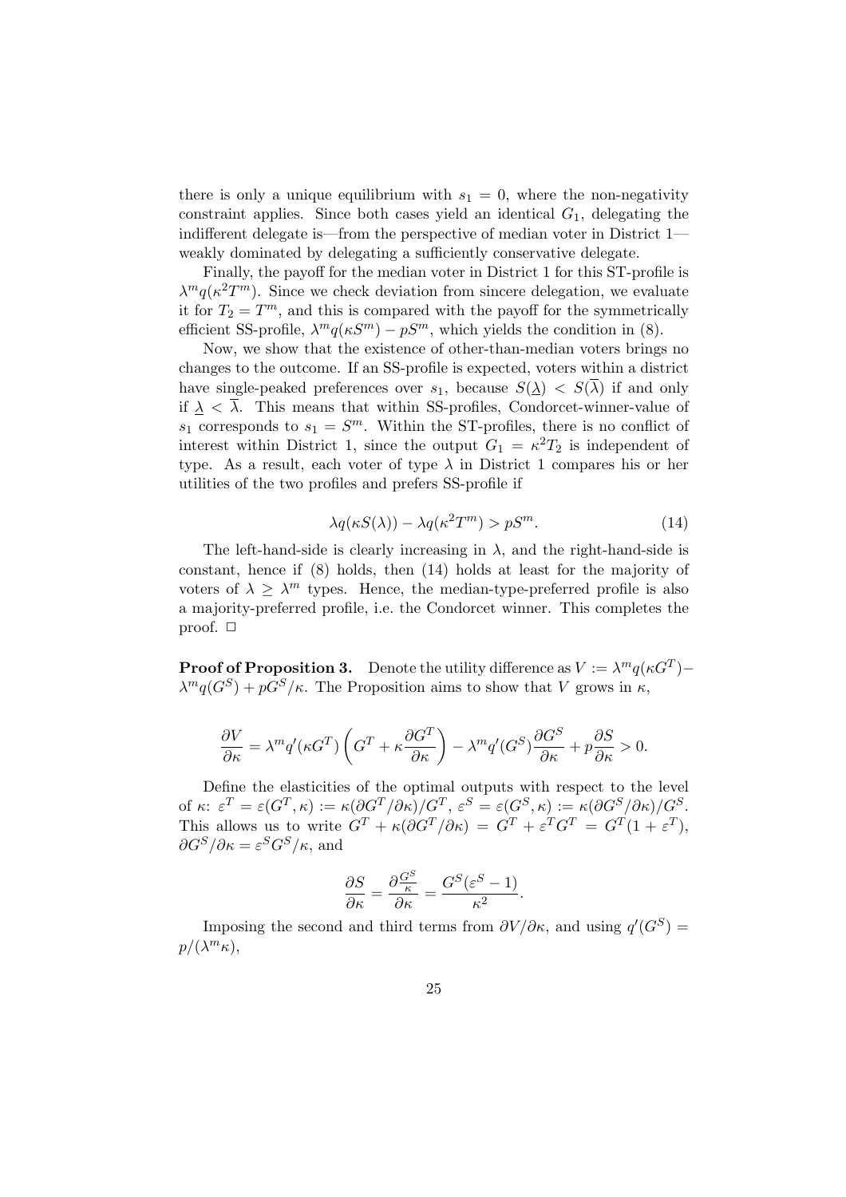there is only a unique equilibrium with $s_1 = 0$, where the non-negativity constraint applies. Since both cases yield an identical $G_1$, delegating the indifferent delegate is—from the perspective of median voter in District 1—weakly dominated by delegating a sufficiently conservative delegate.

Finally, the payoff for the median voter in District 1 for this ST-profile is $\lambda^m q(\kappa^2 T^m)$. Since we check deviation from sincere delegation, we evaluate it for $T_2 = T^m$, and this is compared with the payoff for the symmetrically efficient SS-profile, $\lambda^m q(\kappa S^m) - pS^m$, which yields the condition in (8).

Now, we show that the existence of other-than-median voters brings no changes to the outcome. If an SS-profile is expected, voters within a district have single-peaked preferences over $s_1$, because $S(\underline{\lambda}) < S(\overline{\lambda})$ if and only if $\underline{\lambda} < \overline{\lambda}$. This means that within SS-profiles, Condorcet-winner-value of $s_1$ corresponds to $s_1 = S^m$. Within the ST-profiles, there is no conflict of interest within District 1, since the output $G_1 = \kappa^2 T_2$ is independent of type. As a result, each voter of type $\lambda$ in District 1 compares his or her utilities of the two profiles and prefers SS-profile if

$$\lambda q(\kappa S(\lambda)) - \lambda q(\kappa^2 T^m) > pS^m. \tag{14}$$

The left-hand-side is clearly increasing in $\lambda$, and the right-hand-side is constant, hence if (8) holds, then (14) holds at least for the majority of voters of $\lambda \geq \lambda^m$ types. Hence, the median-type-preferred profile is also a majority-preferred profile, i.e. the Condorcet winner. This completes the proof. □

**Proof of Proposition 3.** Denote the utility difference as $V := \lambda^m q(\kappa G^T) - \lambda^m q(G^S) + pG^S/\kappa$. The Proposition aims to show that $V$ grows in $\kappa$,

$$\frac{\partial V}{\partial \kappa} = \lambda^m q'(\kappa G^T)\left(G^T + \kappa \frac{\partial G^T}{\partial \kappa}\right) - \lambda^m q'(G^S)\frac{\partial G^S}{\partial \kappa} + p\frac{\partial S}{\partial \kappa} > 0.$$

Define the elasticities of the optimal outputs with respect to the level of $\kappa$: $\varepsilon^T = \varepsilon(G^T, \kappa) := \kappa(\partial G^T/\partial \kappa)/G^T$, $\varepsilon^S = \varepsilon(G^S, \kappa) := \kappa(\partial G^S/\partial \kappa)/G^S$. This allows us to write $G^T + \kappa(\partial G^T/\partial \kappa) = G^T + \varepsilon^T G^T = G^T(1 + \varepsilon^T)$, $\partial G^S/\partial \kappa = \varepsilon^S G^S/\kappa$, and

$$\frac{\partial S}{\partial \kappa} = \frac{\partial \frac{G^S}{\kappa}}{\partial \kappa} = \frac{G^S(\varepsilon^S - 1)}{\kappa^2}.$$

Imposing the second and third terms from $\partial V/\partial \kappa$, and using $q'(G^S) = p/(\lambda^m \kappa)$,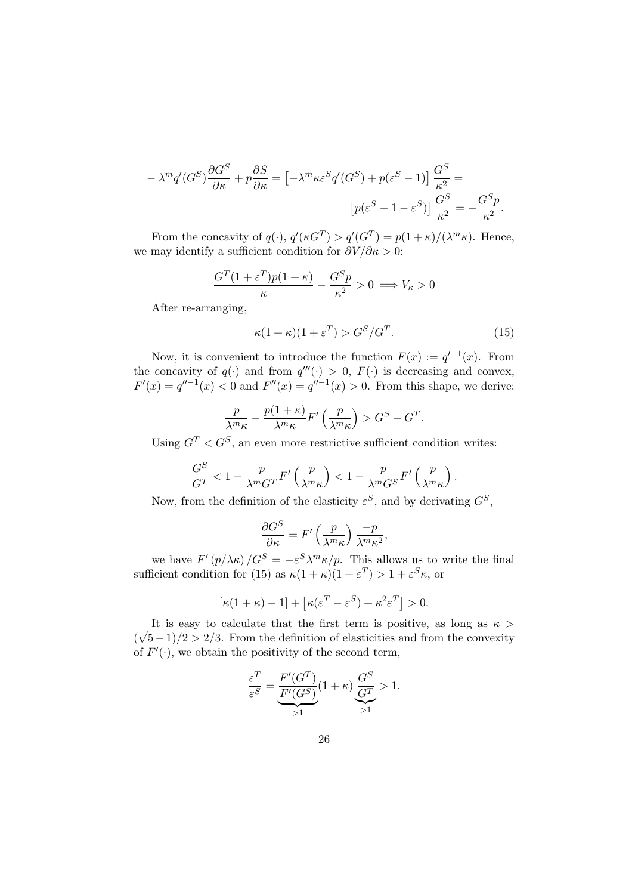$$
-\lambda^m q'(G^S)\frac{\partial G^S}{\partial \kappa} + p\frac{\partial S}{\partial \kappa} = \left[-\lambda^m \kappa \varepsilon^S q'(G^S) + p(\varepsilon^S - 1)\right]\frac{G^S}{\kappa^2} =
$$

$$
\left[p(\varepsilon^S - 1 - \varepsilon^S)\right]\frac{G^S}{\kappa^2} = -\frac{G^S p}{\kappa^2}.
$$

From the concavity of $q(\cdot)$, $q'(\kappa G^T) > q'(G^T) = p(1+\kappa)/(\lambda^m \kappa)$. Hence, we may identify a sufficient condition for $\partial V/\partial \kappa > 0$:

$$
\frac{G^T(1+\varepsilon^T)p(1+\kappa)}{\kappa} - \frac{G^S p}{\kappa^2} > 0 \implies V_\kappa > 0
$$

After re-arranging,

$$
\kappa(1+\kappa)(1+\varepsilon^T) > G^S/G^T. \tag{15}
$$

Now, it is convenient to introduce the function $F(x) := q'^{-1}(x)$. From the concavity of $q(\cdot)$ and from $q'''(\cdot) > 0$, $F(\cdot)$ is decreasing and convex, $F'(x) = q''^{-1}(x) < 0$ and $F''(x) = q''^{-1}(x) > 0$. From this shape, we derive:

$$
\frac{p}{\lambda^m \kappa} - \frac{p(1+\kappa)}{\lambda^m \kappa}F'\left(\frac{p}{\lambda^m \kappa}\right) > G^S - G^T.
$$

Using $G^T < G^S$, an even more restrictive sufficient condition writes:

$$
\frac{G^S}{G^T} < 1 - \frac{p}{\lambda^m G^T}F'\left(\frac{p}{\lambda^m \kappa}\right) < 1 - \frac{p}{\lambda^m G^S}F'\left(\frac{p}{\lambda^m \kappa}\right).
$$

Now, from the definition of the elasticity $\varepsilon^S$, and by derivating $G^S$,

$$
\frac{\partial G^S}{\partial \kappa} = F'\left(\frac{p}{\lambda^m \kappa}\right)\frac{-p}{\lambda^m \kappa^2},
$$

we have $F'\left(p/\lambda\kappa\right)/G^S = -\varepsilon^S \lambda^m \kappa/p$. This allows us to write the final sufficient condition for (15) as $\kappa(1+\kappa)(1+\varepsilon^T) > 1 + \varepsilon^S \kappa$, or

$$
\left[\kappa(1+\kappa) - 1\right] + \left[\kappa(\varepsilon^T - \varepsilon^S) + \kappa^2 \varepsilon^T\right] > 0.
$$

It is easy to calculate that the first term is positive, as long as $\kappa > (\sqrt{5}-1)/2 > 2/3$. From the definition of elasticities and from the convexity of $F'(\cdot)$, we obtain the positivity of the second term,

$$
\frac{\varepsilon^T}{\varepsilon^S} = \underbrace{\frac{F'(G^T)}{F'(G^S)}}_{>1}(1+\kappa)\underbrace{\frac{G^S}{G^T}}_{>1} > 1.
$$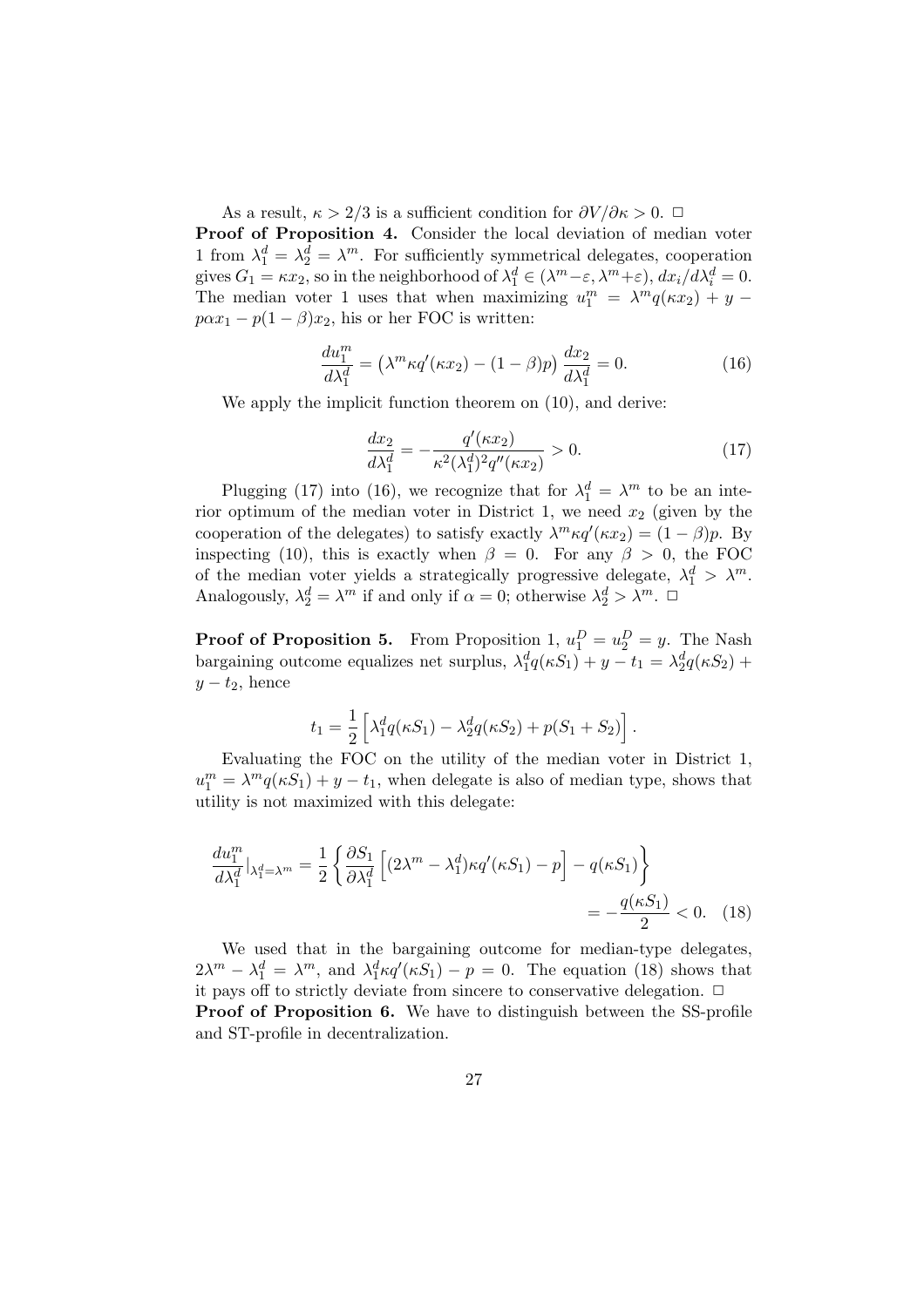As a result, $\kappa > 2/3$ is a sufficient condition for $\partial V/\partial \kappa > 0$. $\square$

**Proof of Proposition 4.** Consider the local deviation of median voter 1 from $\lambda_1^d = \lambda_2^d = \lambda^m$. For sufficiently symmetrical delegates, cooperation gives $G_1 = \kappa x_2$, so in the neighborhood of $\lambda_1^d \in (\lambda^m - \varepsilon, \lambda^m + \varepsilon)$, $dx_i/d\lambda_i^d = 0$. The median voter 1 uses that when maximizing $u_1^m = \lambda^m q(\kappa x_2) + y - p\alpha x_1 - p(1-\beta)x_2$, his or her FOC is written:

$$\frac{du_1^m}{d\lambda_1^d} = \left(\lambda^m \kappa q'(\kappa x_2) - (1-\beta)p\right)\frac{dx_2}{d\lambda_1^d} = 0. \tag{16}$$

We apply the implicit function theorem on (10), and derive:

$$\frac{dx_2}{d\lambda_1^d} = -\frac{q'(\kappa x_2)}{\kappa^2(\lambda_1^d)^2 q''(\kappa x_2)} > 0. \tag{17}$$

Plugging (17) into (16), we recognize that for $\lambda_1^d = \lambda^m$ to be an interior optimum of the median voter in District 1, we need $x_2$ (given by the cooperation of the delegates) to satisfy exactly $\lambda^m \kappa q'(\kappa x_2) = (1-\beta)p$. By inspecting (10), this is exactly when $\beta = 0$. For any $\beta > 0$, the FOC of the median voter yields a strategically progressive delegate, $\lambda_1^d > \lambda^m$. Analogously, $\lambda_2^d = \lambda^m$ if and only if $\alpha = 0$; otherwise $\lambda_2^d > \lambda^m$. $\square$

**Proof of Proposition 5.** From Proposition 1, $u_1^D = u_2^D = y$. The Nash bargaining outcome equalizes net surplus, $\lambda_1^d q(\kappa S_1) + y - t_1 = \lambda_2^d q(\kappa S_2) + y - t_2$, hence

$$t_1 = \frac{1}{2}\left[\lambda_1^d q(\kappa S_1) - \lambda_2^d q(\kappa S_2) + p(S_1 + S_2)\right].$$

Evaluating the FOC on the utility of the median voter in District 1, $u_1^m = \lambda^m q(\kappa S_1) + y - t_1$, when delegate is also of median type, shows that utility is not maximized with this delegate:

$$\frac{du_1^m}{d\lambda_1^d}\Big|_{\lambda_1^d = \lambda^m} = \frac{1}{2}\left\{\frac{\partial S_1}{\partial \lambda_1^d}\left[(2\lambda^m - \lambda_1^d)\kappa q'(\kappa S_1) - p\right] - q(\kappa S_1)\right\}$$
$$= -\frac{q(\kappa S_1)}{2} < 0. \tag{18}$$

We used that in the bargaining outcome for median-type delegates, $2\lambda^m - \lambda_1^d = \lambda^m$, and $\lambda_1^d \kappa q'(\kappa S_1) - p = 0$. The equation (18) shows that it pays off to strictly deviate from sincere to conservative delegation. $\square$

**Proof of Proposition 6.** We have to distinguish between the SS-profile and ST-profile in decentralization.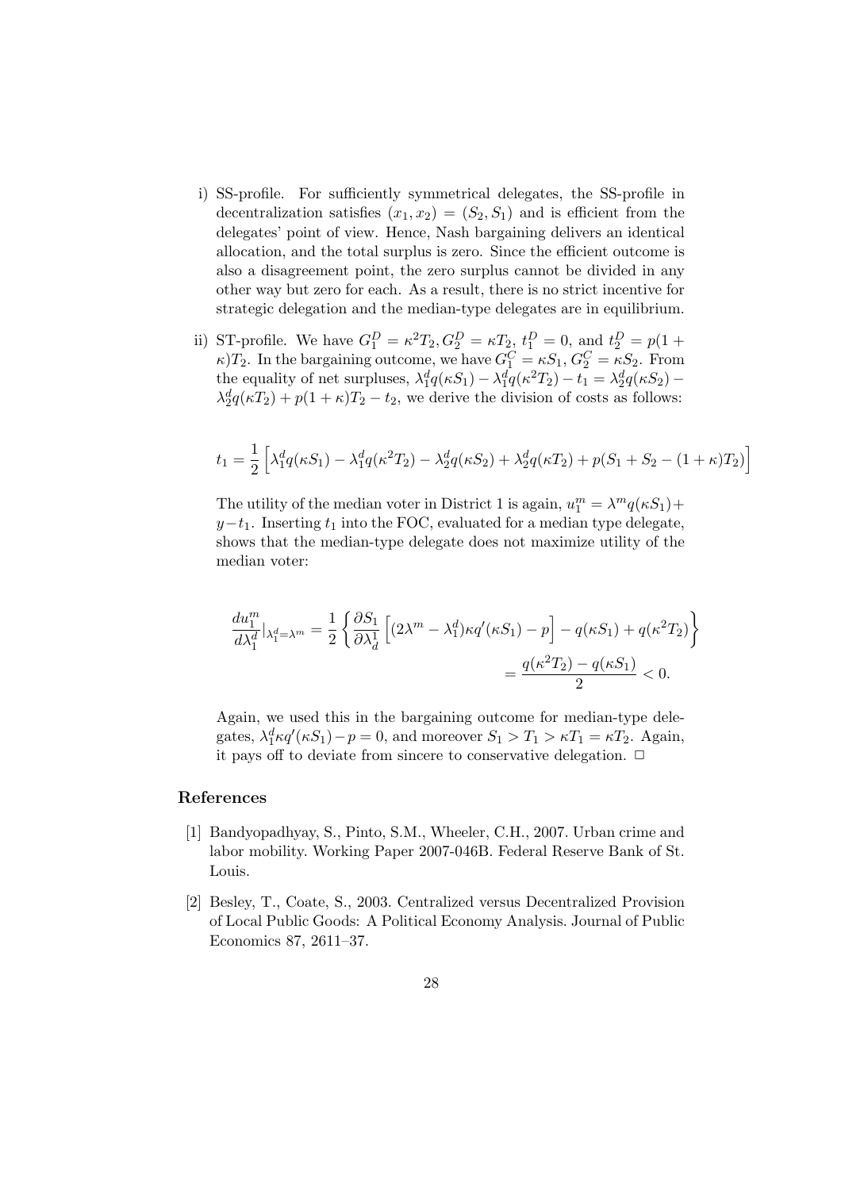i) SS-profile. For sufficiently symmetrical delegates, the SS-profile in decentralization satisfies $(x_1, x_2) = (S_2, S_1)$ and is efficient from the delegates' point of view. Hence, Nash bargaining delivers an identical allocation, and the total surplus is zero. Since the efficient outcome is also a disagreement point, the zero surplus cannot be divided in any other way but zero for each. As a result, there is no strict incentive for strategic delegation and the median-type delegates are in equilibrium.

ii) ST-profile. We have $G_1^D = \kappa^2 T_2, G_2^D = \kappa T_2$, $t_1^D = 0$, and $t_2^D = p(1 + \kappa)T_2$. In the bargaining outcome, we have $G_1^C = \kappa S_1$, $G_2^C = \kappa S_2$. From the equality of net surpluses, $\lambda_1^d q(\kappa S_1) - \lambda_1^d q(\kappa^2 T_2) - t_1 = \lambda_2^d q(\kappa S_2) - \lambda_2^d q(\kappa T_2) + p(1+\kappa)T_2 - t_2$, we derive the division of costs as follows:

$$t_1 = \frac{1}{2}\left[\lambda_1^d q(\kappa S_1) - \lambda_1^d q(\kappa^2 T_2) - \lambda_2^d q(\kappa S_2) + \lambda_2^d q(\kappa T_2) + p(S_1 + S_2 - (1+\kappa)T_2)\right]$$

The utility of the median voter in District 1 is again, $u_1^m = \lambda^m q(\kappa S_1) + y - t_1$. Inserting $t_1$ into the FOC, evaluated for a median type delegate, shows that the median-type delegate does not maximize utility of the median voter:

$$\frac{du_1^m}{d\lambda_1^d}|_{\lambda_1^d=\lambda^m} = \frac{1}{2}\left\{\frac{\partial S_1}{\partial \lambda_d^1}\left[(2\lambda^m - \lambda_1^d)\kappa q'(\kappa S_1) - p\right] - q(\kappa S_1) + q(\kappa^2 T_2)\right\}$$
$$= \frac{q(\kappa^2 T_2) - q(\kappa S_1)}{2} < 0.$$

Again, we used this in the bargaining outcome for median-type delegates, $\lambda_1^d \kappa q'(\kappa S_1) - p = 0$, and moreover $S_1 > T_1 > \kappa T_1 = \kappa T_2$. Again, it pays off to deviate from sincere to conservative delegation. □

## References

[1] Bandyopadhyay, S., Pinto, S.M., Wheeler, C.H., 2007. Urban crime and labor mobility. Working Paper 2007-046B. Federal Reserve Bank of St. Louis.

[2] Besley, T., Coate, S., 2003. Centralized versus Decentralized Provision of Local Public Goods: A Political Economy Analysis. Journal of Public Economics 87, 2611–37.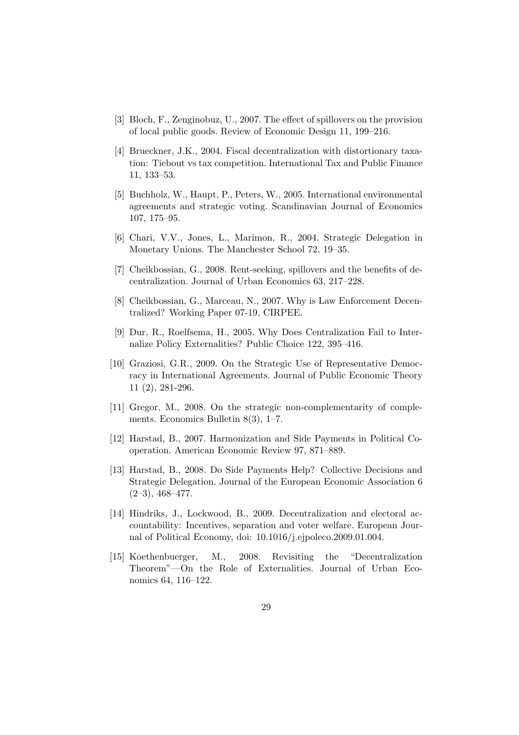[3] Bloch, F., Zenginobuz, U., 2007. The effect of spillovers on the provision of local public goods. Review of Economic Design 11, 199–216.

[4] Brueckner, J.K., 2004. Fiscal decentralization with distortionary taxation: Tiebout vs tax competition. International Tax and Public Finance 11, 133–53.

[5] Buchholz, W., Haupt, P., Peters, W., 2005. International environmental agreements and strategic voting. Scandinavian Journal of Economics 107, 175–95.

[6] Chari, V.V., Jones, L., Marimon, R., 2004. Strategic Delegation in Monetary Unions. The Manchester School 72, 19–35.

[7] Cheikbossian, G., 2008. Rent-seeking, spillovers and the benefits of decentralization. Journal of Urban Economics 63, 217–228.

[8] Cheikbossian, G., Marceau, N., 2007. Why is Law Enforcement Decentralized? Working Paper 07-19, CIRPEE.

[9] Dur, R., Roelfsema, H., 2005. Why Does Centralization Fail to Internalize Policy Externalities? Public Choice 122, 395–416.

[10] Graziosi, G.R., 2009. On the Strategic Use of Representative Democracy in International Agreements. Journal of Public Economic Theory 11 (2), 281-296.

[11] Gregor, M., 2008. On the strategic non-complementarity of complements. Economics Bulletin 8(3), 1–7.

[12] Harstad, B., 2007. Harmonization and Side Payments in Political Cooperation. American Economic Review 97, 871–889.

[13] Harstad, B., 2008. Do Side Payments Help? Collective Decisions and Strategic Delegation. Journal of the European Economic Association 6 (2–3), 468–477.

[14] Hindriks, J., Lockwood, B., 2009. Decentralization and electoral accountability: Incentives, separation and voter welfare. European Journal of Political Economy, doi: 10.1016/j.ejpoleco.2009.01.004.

[15] Koethenbuerger, M., 2008. Revisiting the "Decentralization Theorem"—On the Role of Externalities. Journal of Urban Economics 64, 116–122.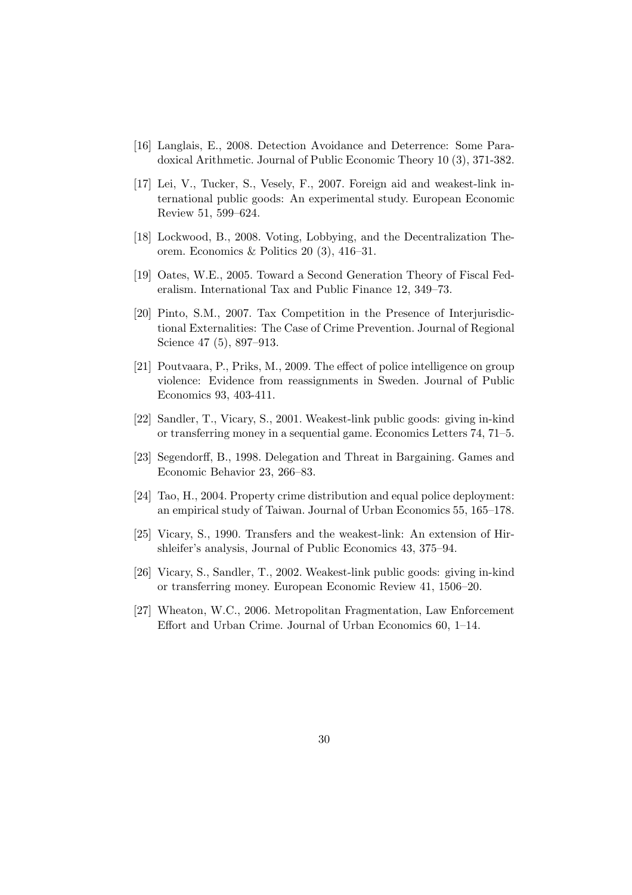[16] Langlais, E., 2008. Detection Avoidance and Deterrence: Some Paradoxical Arithmetic. Journal of Public Economic Theory 10 (3), 371-382.

[17] Lei, V., Tucker, S., Vesely, F., 2007. Foreign aid and weakest-link international public goods: An experimental study. European Economic Review 51, 599–624.

[18] Lockwood, B., 2008. Voting, Lobbying, and the Decentralization Theorem. Economics & Politics 20 (3), 416–31.

[19] Oates, W.E., 2005. Toward a Second Generation Theory of Fiscal Federalism. International Tax and Public Finance 12, 349–73.

[20] Pinto, S.M., 2007. Tax Competition in the Presence of Interjurisdictional Externalities: The Case of Crime Prevention. Journal of Regional Science 47 (5), 897–913.

[21] Poutvaara, P., Priks, M., 2009. The effect of police intelligence on group violence: Evidence from reassignments in Sweden. Journal of Public Economics 93, 403-411.

[22] Sandler, T., Vicary, S., 2001. Weakest-link public goods: giving in-kind or transferring money in a sequential game. Economics Letters 74, 71–5.

[23] Segendorff, B., 1998. Delegation and Threat in Bargaining. Games and Economic Behavior 23, 266–83.

[24] Tao, H., 2004. Property crime distribution and equal police deployment: an empirical study of Taiwan. Journal of Urban Economics 55, 165–178.

[25] Vicary, S., 1990. Transfers and the weakest-link: An extension of Hirshleifer's analysis, Journal of Public Economics 43, 375–94.

[26] Vicary, S., Sandler, T., 2002. Weakest-link public goods: giving in-kind or transferring money. European Economic Review 41, 1506–20.

[27] Wheaton, W.C., 2006. Metropolitan Fragmentation, Law Enforcement Effort and Urban Crime. Journal of Urban Economics 60, 1–14.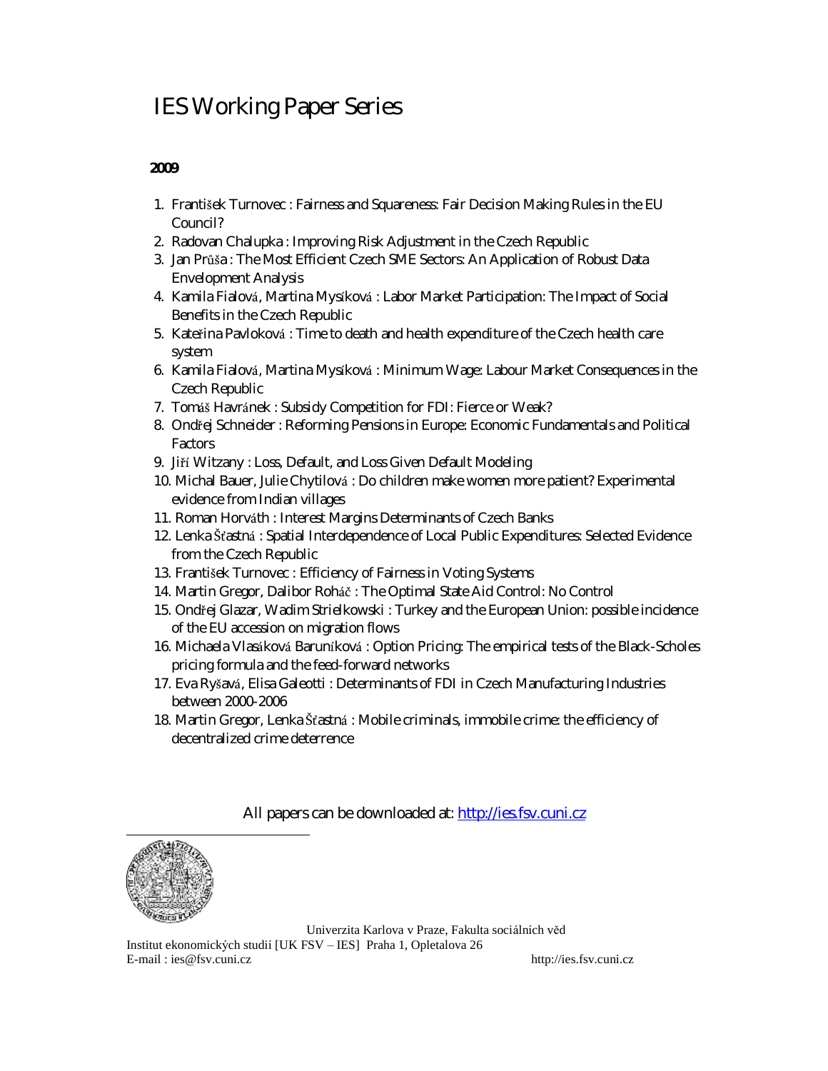# IES Working Paper Series

**2009**

1. František Turnovec : Fairness and Squareness: Fair Decision Making Rules in the EU Council?
2. Radovan Chalupka : Improving Risk Adjustment in the Czech Republic
3. Jan Průša : The Most Efficient Czech SME Sectors: An Application of Robust Data Envelopment Analysis
4. Kamila Fialová, Martina Mysíková : Labor Market Participation: The Impact of Social Benefits in the Czech Republic
5. Kateřina Pavloková : Time to death and health expenditure of the Czech health care system
6. Kamila Fialová, Martina Mysíková : Minimum Wage: Labour Market Consequences in the Czech Republic
7. Tomáš Havránek : Subsidy Competition for FDI: Fierce or Weak?
8. Ondřej Schneider : Reforming Pensions in Europe: Economic Fundamentals and Political Factors
9. Jiří Witzany : Loss, Default, and Loss Given Default Modeling
10. Michal Bauer, Julie Chytilová : Do children make women more patient? Experimental evidence from Indian villages
11. Roman Horváth : Interest Margins Determinants of Czech Banks
12. Lenka Šťastná : Spatial Interdependence of Local Public Expenditures: Selected Evidence from the Czech Republic
13. František Turnovec : Efficiency of Fairness in Voting Systems
14. Martin Gregor, Dalibor Roháč : The Optimal State Aid Control: No Control
15. Ondřej Glazar, Wadim Strielkowski : Turkey and the European Union: possible incidence of the EU accession on migration flows
16. Michaela Vlasáková Baruníková : Option Pricing: The empirical tests of the Black-Scholes pricing formula and the feed-forward networks
17. Eva Ryšavá, Elisa Galeotti : Determinants of FDI in Czech Manufacturing Industries between 2000-2006
18. Martin Gregor, Lenka Šťastná : Mobile criminals, immobile crime: the efficiency of decentralized crime deterrence

All papers can be downloaded at: http://ies.fsv.cuni.cz

Univerzita Karlova v Praze, Fakulta sociálních věd
Institut ekonomických studií [UK FSV – IES] Praha 1, Opletalova 26
E-mail : ies@fsv.cuni.cz http://ies.fsv.cuni.cz